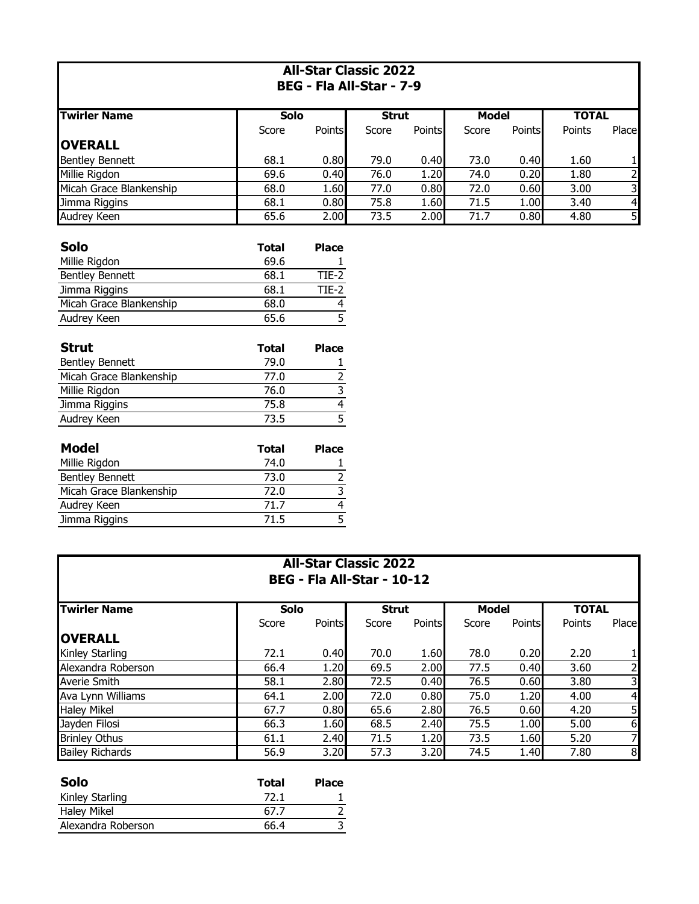## All-Star Classic 2022
### BEG - Fla All-Star - 7-9

| Twirler Name | Solo | | Strut | | Model | | TOTAL | |
|---|---|---|---|---|---|---|---|---|
| | Score | Points | Score | Points | Score | Points | Points | Place |
| **OVERALL** | | | | | | | | |
| Bentley Bennett | 68.1 | 0.80 | 79.0 | 0.40 | 73.0 | 0.40 | 1.60 | 1 |
| Millie Rigdon | 69.6 | 0.40 | 76.0 | 1.20 | 74.0 | 0.20 | 1.80 | 2 |
| Micah Grace Blankenship | 68.0 | 1.60 | 77.0 | 0.80 | 72.0 | 0.60 | 3.00 | 3 |
| Jimma Riggins | 68.1 | 0.80 | 75.8 | 1.60 | 71.5 | 1.00 | 3.40 | 4 |
| Audrey Keen | 65.6 | 2.00 | 73.5 | 2.00 | 71.7 | 0.80 | 4.80 | 5 |

| **Solo** | **Total** | **Place** |
|---|---|---|
| Millie Rigdon | 69.6 | 1 |
| Bentley Bennett | 68.1 | TIE-2 |
| Jimma Riggins | 68.1 | TIE-2 |
| Micah Grace Blankenship | 68.0 | 4 |
| Audrey Keen | 65.6 | 5 |

| **Strut** | **Total** | **Place** |
|---|---|---|
| Bentley Bennett | 79.0 | 1 |
| Micah Grace Blankenship | 77.0 | 2 |
| Millie Rigdon | 76.0 | 3 |
| Jimma Riggins | 75.8 | 4 |
| Audrey Keen | 73.5 | 5 |

| **Model** | **Total** | **Place** |
|---|---|---|
| Millie Rigdon | 74.0 | 1 |
| Bentley Bennett | 73.0 | 2 |
| Micah Grace Blankenship | 72.0 | 3 |
| Audrey Keen | 71.7 | 4 |
| Jimma Riggins | 71.5 | 5 |

## All-Star Classic 2022
### BEG - Fla All-Star - 10-12

| Twirler Name | Solo | | Strut | | Model | | TOTAL | |
|---|---|---|---|---|---|---|---|---|
| | Score | Points | Score | Points | Score | Points | Points | Place |
| **OVERALL** | | | | | | | | |
| Kinley Starling | 72.1 | 0.40 | 70.0 | 1.60 | 78.0 | 0.20 | 2.20 | 1 |
| Alexandra Roberson | 66.4 | 1.20 | 69.5 | 2.00 | 77.5 | 0.40 | 3.60 | 2 |
| Averie Smith | 58.1 | 2.80 | 72.5 | 0.40 | 76.5 | 0.60 | 3.80 | 3 |
| Ava Lynn Williams | 64.1 | 2.00 | 72.0 | 0.80 | 75.0 | 1.20 | 4.00 | 4 |
| Haley Mikel | 67.7 | 0.80 | 65.6 | 2.80 | 76.5 | 0.60 | 4.20 | 5 |
| Jayden Filosi | 66.3 | 1.60 | 68.5 | 2.40 | 75.5 | 1.00 | 5.00 | 6 |
| Brinley Othus | 61.1 | 2.40 | 71.5 | 1.20 | 73.5 | 1.60 | 5.20 | 7 |
| Bailey Richards | 56.9 | 3.20 | 57.3 | 3.20 | 74.5 | 1.40 | 7.80 | 8 |

| **Solo** | **Total** | **Place** |
|---|---|---|
| Kinley Starling | 72.1 | 1 |
| Haley Mikel | 67.7 | 2 |
| Alexandra Roberson | 66.4 | 3 |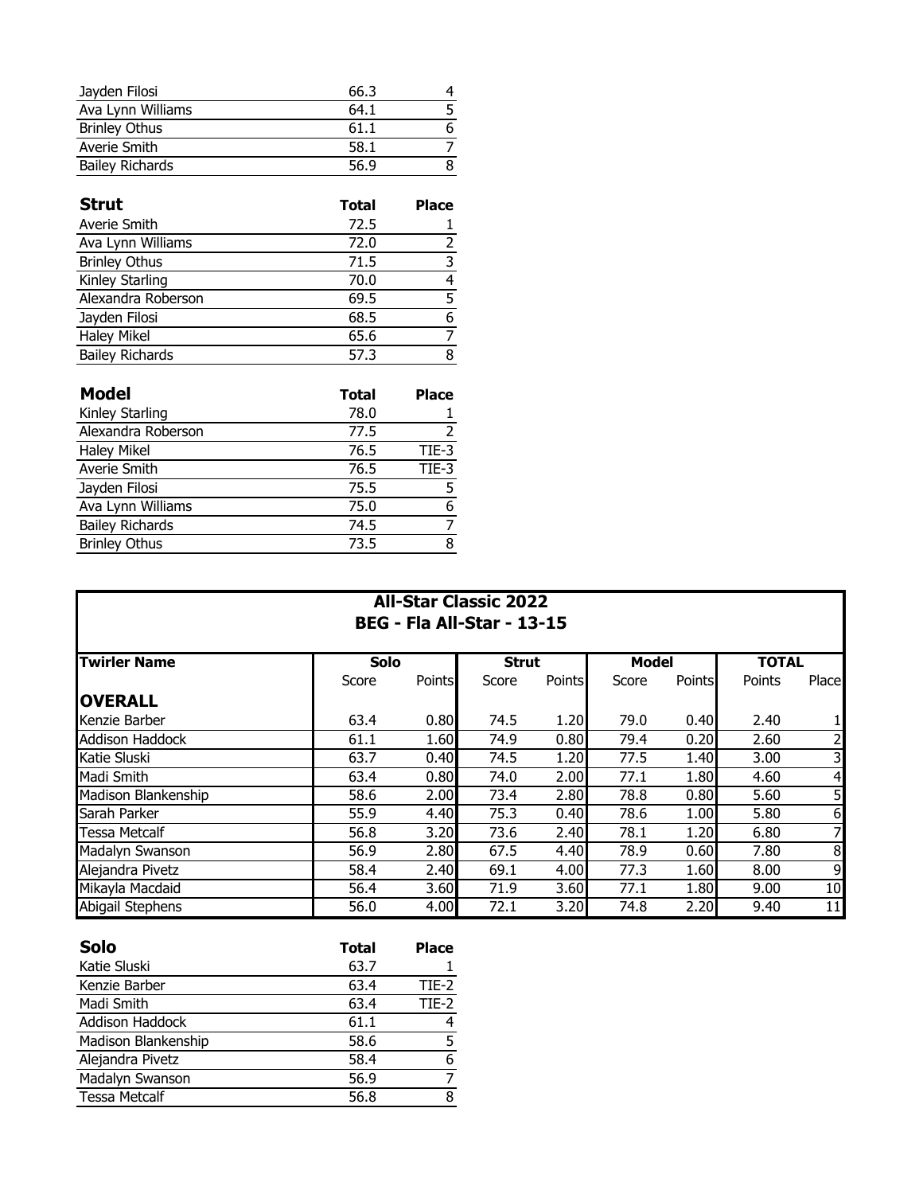| | | |
|---|---|---|
| Jayden Filosi | 66.3 | 4 |
| Ava Lynn Williams | 64.1 | 5 |
| Brinley Othus | 61.1 | 6 |
| Averie Smith | 58.1 | 7 |
| Bailey Richards | 56.9 | 8 |

| **Strut** | **Total** | **Place** |
|---|---|---|
| Averie Smith | 72.5 | 1 |
| Ava Lynn Williams | 72.0 | 2 |
| Brinley Othus | 71.5 | 3 |
| Kinley Starling | 70.0 | 4 |
| Alexandra Roberson | 69.5 | 5 |
| Jayden Filosi | 68.5 | 6 |
| Haley Mikel | 65.6 | 7 |
| Bailey Richards | 57.3 | 8 |

| **Model** | **Total** | **Place** |
|---|---|---|
| Kinley Starling | 78.0 | 1 |
| Alexandra Roberson | 77.5 | 2 |
| Haley Mikel | 76.5 | TIE-3 |
| Averie Smith | 76.5 | TIE-3 |
| Jayden Filosi | 75.5 | 5 |
| Ava Lynn Williams | 75.0 | 6 |
| Bailey Richards | 74.5 | 7 |
| Brinley Othus | 73.5 | 8 |

## All-Star Classic 2022
## BEG - Fla All-Star - 13-15

| **Twirler Name** | **Solo** | | **Strut** | | **Model** | | **TOTAL** | |
|---|---|---|---|---|---|---|---|---|
| | Score | Points | Score | Points | Score | Points | Points | Place |
| **OVERALL** | | | | | | | | |
| Kenzie Barber | 63.4 | 0.80 | 74.5 | 1.20 | 79.0 | 0.40 | 2.40 | 1 |
| Addison Haddock | 61.1 | 1.60 | 74.9 | 0.80 | 79.4 | 0.20 | 2.60 | 2 |
| Katie Sluski | 63.7 | 0.40 | 74.5 | 1.20 | 77.5 | 1.40 | 3.00 | 3 |
| Madi Smith | 63.4 | 0.80 | 74.0 | 2.00 | 77.1 | 1.80 | 4.60 | 4 |
| Madison Blankenship | 58.6 | 2.00 | 73.4 | 2.80 | 78.8 | 0.80 | 5.60 | 5 |
| Sarah Parker | 55.9 | 4.40 | 75.3 | 0.40 | 78.6 | 1.00 | 5.80 | 6 |
| Tessa Metcalf | 56.8 | 3.20 | 73.6 | 2.40 | 78.1 | 1.20 | 6.80 | 7 |
| Madalyn Swanson | 56.9 | 2.80 | 67.5 | 4.40 | 78.9 | 0.60 | 7.80 | 8 |
| Alejandra Pivetz | 58.4 | 2.40 | 69.1 | 4.00 | 77.3 | 1.60 | 8.00 | 9 |
| Mikayla Macdaid | 56.4 | 3.60 | 71.9 | 3.60 | 77.1 | 1.80 | 9.00 | 10 |
| Abigail Stephens | 56.0 | 4.00 | 72.1 | 3.20 | 74.8 | 2.20 | 9.40 | 11 |

| **Solo** | **Total** | **Place** |
|---|---|---|
| Katie Sluski | 63.7 | 1 |
| Kenzie Barber | 63.4 | TIE-2 |
| Madi Smith | 63.4 | TIE-2 |
| Addison Haddock | 61.1 | 4 |
| Madison Blankenship | 58.6 | 5 |
| Alejandra Pivetz | 58.4 | 6 |
| Madalyn Swanson | 56.9 | 7 |
| Tessa Metcalf | 56.8 | 8 |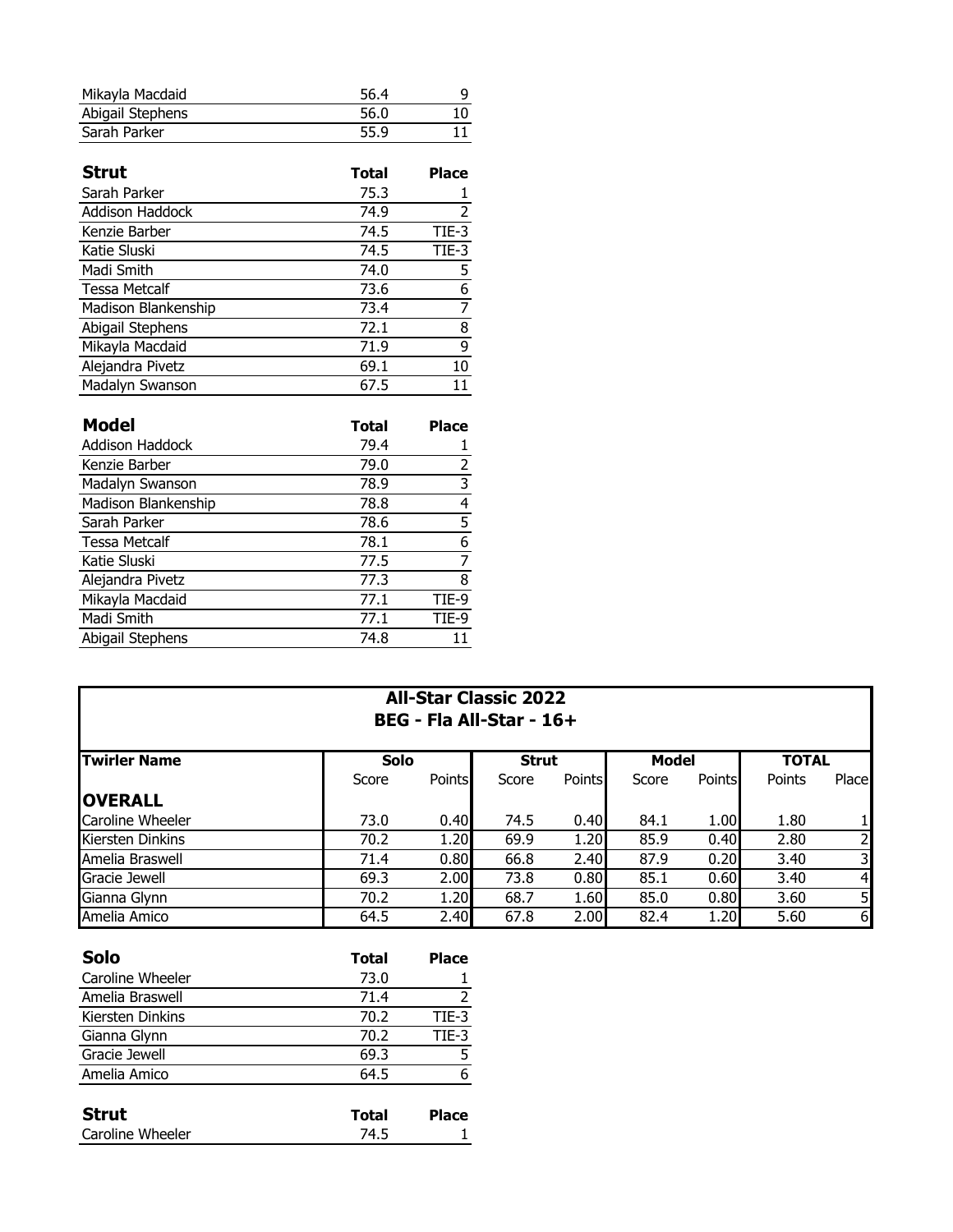| | | |
|---|---|---|
| Mikayla Macdaid | 56.4 | 9 |
| Abigail Stephens | 56.0 | 10 |
| Sarah Parker | 55.9 | 11 |

| Strut | Total | Place |
|---|---|---|
| Sarah Parker | 75.3 | 1 |
| Addison Haddock | 74.9 | 2 |
| Kenzie Barber | 74.5 | TIE-3 |
| Katie Sluski | 74.5 | TIE-3 |
| Madi Smith | 74.0 | 5 |
| Tessa Metcalf | 73.6 | 6 |
| Madison Blankenship | 73.4 | 7 |
| Abigail Stephens | 72.1 | 8 |
| Mikayla Macdaid | 71.9 | 9 |
| Alejandra Pivetz | 69.1 | 10 |
| Madalyn Swanson | 67.5 | 11 |

| Model | Total | Place |
|---|---|---|
| Addison Haddock | 79.4 | 1 |
| Kenzie Barber | 79.0 | 2 |
| Madalyn Swanson | 78.9 | 3 |
| Madison Blankenship | 78.8 | 4 |
| Sarah Parker | 78.6 | 5 |
| Tessa Metcalf | 78.1 | 6 |
| Katie Sluski | 77.5 | 7 |
| Alejandra Pivetz | 77.3 | 8 |
| Mikayla Macdaid | 77.1 | TIE-9 |
| Madi Smith | 77.1 | TIE-9 |
| Abigail Stephens | 74.8 | 11 |

## All-Star Classic 2022
## BEG - Fla All-Star - 16+

| Twirler Name | Solo | | Strut | | Model | | TOTAL | |
|---|---|---|---|---|---|---|---|---|
| | Score | Points | Score | Points | Score | Points | Points | Place |
| **OVERALL** | | | | | | | | |
| Caroline Wheeler | 73.0 | 0.40 | 74.5 | 0.40 | 84.1 | 1.00 | 1.80 | 1 |
| Kiersten Dinkins | 70.2 | 1.20 | 69.9 | 1.20 | 85.9 | 0.40 | 2.80 | 2 |
| Amelia Braswell | 71.4 | 0.80 | 66.8 | 2.40 | 87.9 | 0.20 | 3.40 | 3 |
| Gracie Jewell | 69.3 | 2.00 | 73.8 | 0.80 | 85.1 | 0.60 | 3.40 | 4 |
| Gianna Glynn | 70.2 | 1.20 | 68.7 | 1.60 | 85.0 | 0.80 | 3.60 | 5 |
| Amelia Amico | 64.5 | 2.40 | 67.8 | 2.00 | 82.4 | 1.20 | 5.60 | 6 |

| Solo | Total | Place |
|---|---|---|
| Caroline Wheeler | 73.0 | 1 |
| Amelia Braswell | 71.4 | 2 |
| Kiersten Dinkins | 70.2 | TIE-3 |
| Gianna Glynn | 70.2 | TIE-3 |
| Gracie Jewell | 69.3 | 5 |
| Amelia Amico | 64.5 | 6 |

| Strut | Total | Place |
|---|---|---|
| Caroline Wheeler | 74.5 | 1 |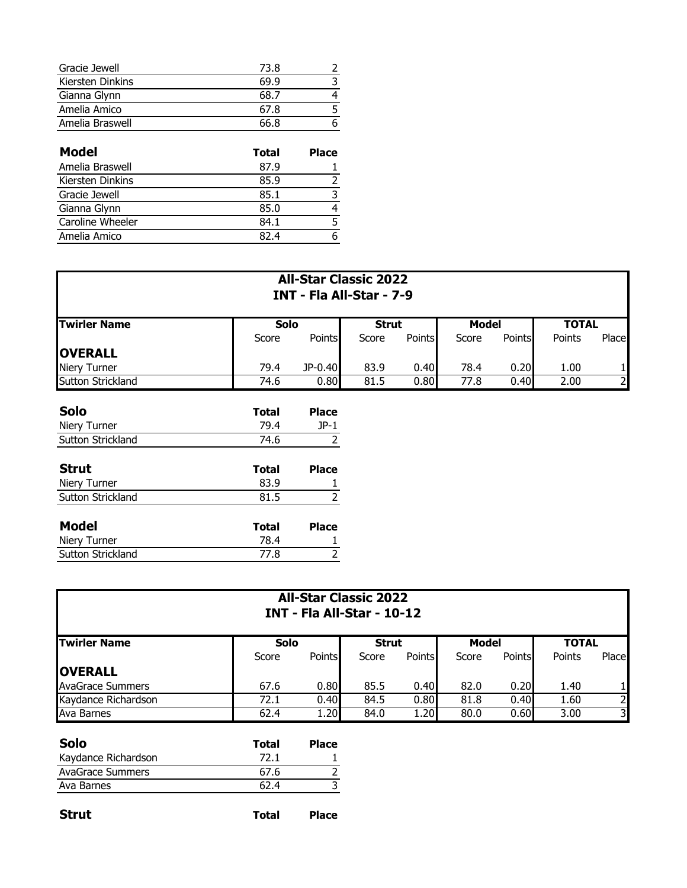| | Total | Place |
|---|---|---|
| Gracie Jewell | 73.8 | 2 |
| Kiersten Dinkins | 69.9 | 3 |
| Gianna Glynn | 68.7 | 4 |
| Amelia Amico | 67.8 | 5 |
| Amelia Braswell | 66.8 | 6 |

| **Model** | **Total** | **Place** |
|---|---|---|
| Amelia Braswell | 87.9 | 1 |
| Kiersten Dinkins | 85.9 | 2 |
| Gracie Jewell | 85.1 | 3 |
| Gianna Glynn | 85.0 | 4 |
| Caroline Wheeler | 84.1 | 5 |
| Amelia Amico | 82.4 | 6 |

## All-Star Classic 2022
## INT - Fla All-Star - 7-9

| Twirler Name | Solo | | Strut | | Model | | TOTAL | |
|---|---|---|---|---|---|---|---|---|
| | Score | Points | Score | Points | Score | Points | Points | Place |
| **OVERALL** | | | | | | | | |
| Niery Turner | 79.4 | JP-0.40 | 83.9 | 0.40 | 78.4 | 0.20 | 1.00 | 1 |
| Sutton Strickland | 74.6 | 0.80 | 81.5 | 0.80 | 77.8 | 0.40 | 2.00 | 2 |

| **Solo** | **Total** | **Place** |
|---|---|---|
| Niery Turner | 79.4 | JP-1 |
| Sutton Strickland | 74.6 | 2 |

| **Strut** | **Total** | **Place** |
|---|---|---|
| Niery Turner | 83.9 | 1 |
| Sutton Strickland | 81.5 | 2 |

| **Model** | **Total** | **Place** |
|---|---|---|
| Niery Turner | 78.4 | 1 |
| Sutton Strickland | 77.8 | 2 |

## All-Star Classic 2022
## INT - Fla All-Star - 10-12

| Twirler Name | Solo | | Strut | | Model | | TOTAL | |
|---|---|---|---|---|---|---|---|---|
| | Score | Points | Score | Points | Score | Points | Points | Place |
| **OVERALL** | | | | | | | | |
| AvaGrace Summers | 67.6 | 0.80 | 85.5 | 0.40 | 82.0 | 0.20 | 1.40 | 1 |
| Kaydance Richardson | 72.1 | 0.40 | 84.5 | 0.80 | 81.8 | 0.40 | 1.60 | 2 |
| Ava Barnes | 62.4 | 1.20 | 84.0 | 1.20 | 80.0 | 0.60 | 3.00 | 3 |

| **Solo** | **Total** | **Place** |
|---|---|---|
| Kaydance Richardson | 72.1 | 1 |
| AvaGrace Summers | 67.6 | 2 |
| Ava Barnes | 62.4 | 3 |

| **Strut** | **Total** | **Place** |
|---|---|---|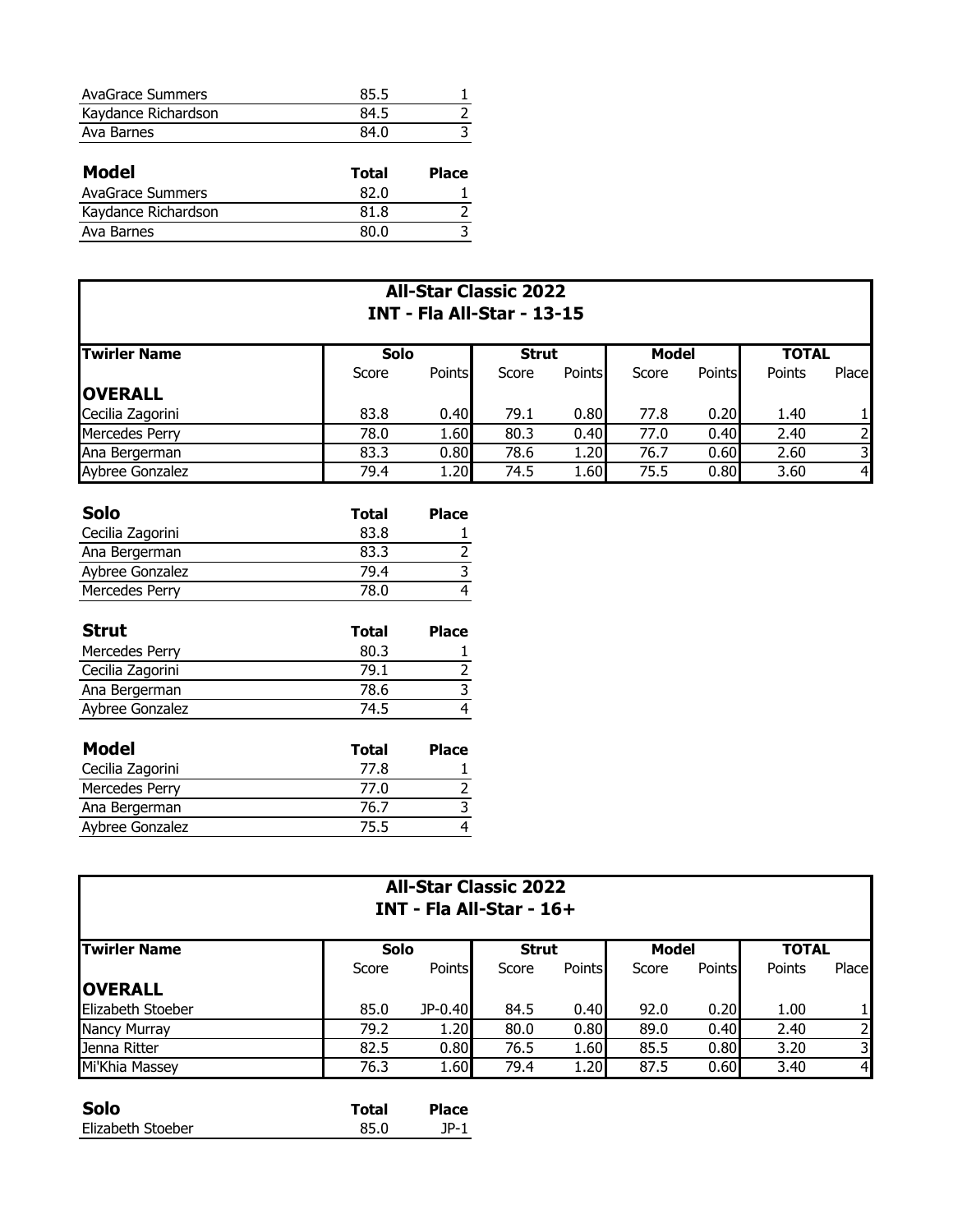| | Total | Place |
|---|---|---|
| AvaGrace Summers | 85.5 | 1 |
| Kaydance Richardson | 84.5 | 2 |
| Ava Barnes | 84.0 | 3 |

| **Model** | **Total** | **Place** |
|---|---|---|
| AvaGrace Summers | 82.0 | 1 |
| Kaydance Richardson | 81.8 | 2 |
| Ava Barnes | 80.0 | 3 |

## All-Star Classic 2022
## INT - Fla All-Star - 13-15

| Twirler Name | Solo | | Strut | | Model | | TOTAL | |
|---|---|---|---|---|---|---|---|---|
| | Score | Points | Score | Points | Score | Points | Points | Place |
| **OVERALL** | | | | | | | | |
| Cecilia Zagorini | 83.8 | 0.40 | 79.1 | 0.80 | 77.8 | 0.20 | 1.40 | 1 |
| Mercedes Perry | 78.0 | 1.60 | 80.3 | 0.40 | 77.0 | 0.40 | 2.40 | 2 |
| Ana Bergerman | 83.3 | 0.80 | 78.6 | 1.20 | 76.7 | 0.60 | 2.60 | 3 |
| Aybree Gonzalez | 79.4 | 1.20 | 74.5 | 1.60 | 75.5 | 0.80 | 3.60 | 4 |

| **Solo** | **Total** | **Place** |
|---|---|---|
| Cecilia Zagorini | 83.8 | 1 |
| Ana Bergerman | 83.3 | 2 |
| Aybree Gonzalez | 79.4 | 3 |
| Mercedes Perry | 78.0 | 4 |

| **Strut** | **Total** | **Place** |
|---|---|---|
| Mercedes Perry | 80.3 | 1 |
| Cecilia Zagorini | 79.1 | 2 |
| Ana Bergerman | 78.6 | 3 |
| Aybree Gonzalez | 74.5 | 4 |

| **Model** | **Total** | **Place** |
|---|---|---|
| Cecilia Zagorini | 77.8 | 1 |
| Mercedes Perry | 77.0 | 2 |
| Ana Bergerman | 76.7 | 3 |
| Aybree Gonzalez | 75.5 | 4 |

## All-Star Classic 2022
## INT - Fla All-Star - 16+

| Twirler Name | Solo | | Strut | | Model | | TOTAL | |
|---|---|---|---|---|---|---|---|---|
| | Score | Points | Score | Points | Score | Points | Points | Place |
| **OVERALL** | | | | | | | | |
| Elizabeth Stoeber | 85.0 | JP-0.40 | 84.5 | 0.40 | 92.0 | 0.20 | 1.00 | 1 |
| Nancy Murray | 79.2 | 1.20 | 80.0 | 0.80 | 89.0 | 0.40 | 2.40 | 2 |
| Jenna Ritter | 82.5 | 0.80 | 76.5 | 1.60 | 85.5 | 0.80 | 3.20 | 3 |
| Mi'Khia Massey | 76.3 | 1.60 | 79.4 | 1.20 | 87.5 | 0.60 | 3.40 | 4 |

| **Solo** | **Total** | **Place** |
|---|---|---|
| Elizabeth Stoeber | 85.0 | JP-1 |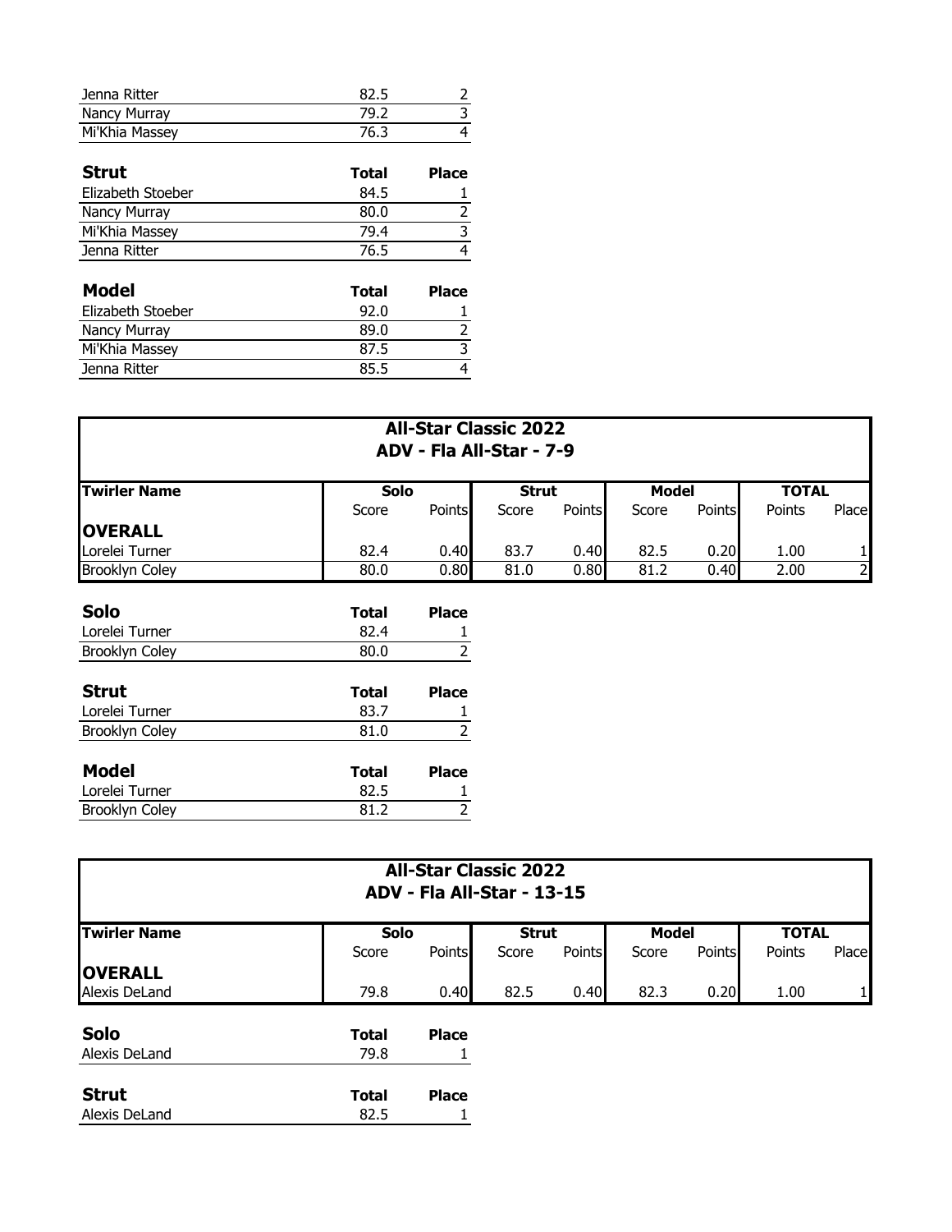| | Total | Place |
|---|---|---|
| Jenna Ritter | 82.5 | 2 |
| Nancy Murray | 79.2 | 3 |
| Mi'Khia Massey | 76.3 | 4 |

| **Strut** | **Total** | **Place** |
|---|---|---|
| Elizabeth Stoeber | 84.5 | 1 |
| Nancy Murray | 80.0 | 2 |
| Mi'Khia Massey | 79.4 | 3 |
| Jenna Ritter | 76.5 | 4 |

| **Model** | **Total** | **Place** |
|---|---|---|
| Elizabeth Stoeber | 92.0 | 1 |
| Nancy Murray | 89.0 | 2 |
| Mi'Khia Massey | 87.5 | 3 |
| Jenna Ritter | 85.5 | 4 |

## All-Star Classic 2022
## ADV - Fla All-Star - 7-9

| Twirler Name | Solo | | Strut | | Model | | TOTAL | |
|---|---|---|---|---|---|---|---|---|
| | Score | Points | Score | Points | Score | Points | Points | Place |
| **OVERALL** | | | | | | | | |
| Lorelei Turner | 82.4 | 0.40 | 83.7 | 0.40 | 82.5 | 0.20 | 1.00 | 1 |
| Brooklyn Coley | 80.0 | 0.80 | 81.0 | 0.80 | 81.2 | 0.40 | 2.00 | 2 |

| **Solo** | **Total** | **Place** |
|---|---|---|
| Lorelei Turner | 82.4 | 1 |
| Brooklyn Coley | 80.0 | 2 |

| **Strut** | **Total** | **Place** |
|---|---|---|
| Lorelei Turner | 83.7 | 1 |
| Brooklyn Coley | 81.0 | 2 |

| **Model** | **Total** | **Place** |
|---|---|---|
| Lorelei Turner | 82.5 | 1 |
| Brooklyn Coley | 81.2 | 2 |

## All-Star Classic 2022
## ADV - Fla All-Star - 13-15

| Twirler Name | Solo | | Strut | | Model | | TOTAL | |
|---|---|---|---|---|---|---|---|---|
| | Score | Points | Score | Points | Score | Points | Points | Place |
| **OVERALL** | | | | | | | | |
| Alexis DeLand | 79.8 | 0.40 | 82.5 | 0.40 | 82.3 | 0.20 | 1.00 | 1 |

| **Solo** | **Total** | **Place** |
|---|---|---|
| Alexis DeLand | 79.8 | 1 |

| **Strut** | **Total** | **Place** |
|---|---|---|
| Alexis DeLand | 82.5 | 1 |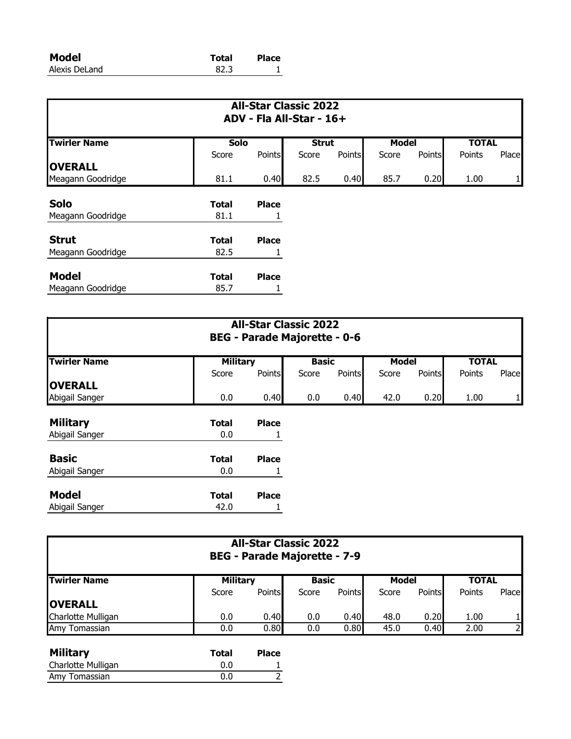| Model | Total | Place |
|---|---|---|
| Alexis DeLand | 82.3 | 1 |

## All-Star Classic 2022
### ADV - Fla All-Star - 16+

| Twirler Name | Solo | | Strut | | Model | | TOTAL | |
|---|---|---|---|---|---|---|---|---|
| | Score | Points | Score | Points | Score | Points | Points | Place |
| **OVERALL** | | | | | | | | |
| Meagann Goodridge | 81.1 | 0.40 | 82.5 | 0.40 | 85.7 | 0.20 | 1.00 | 1 |

| Solo | Total | Place |
|---|---|---|
| Meagann Goodridge | 81.1 | 1 |

| Strut | Total | Place |
|---|---|---|
| Meagann Goodridge | 82.5 | 1 |

| Model | Total | Place |
|---|---|---|
| Meagann Goodridge | 85.7 | 1 |

## All-Star Classic 2022
### BEG - Parade Majorette - 0-6

| Twirler Name | Military | | Basic | | Model | | TOTAL | |
|---|---|---|---|---|---|---|---|---|
| | Score | Points | Score | Points | Score | Points | Points | Place |
| **OVERALL** | | | | | | | | |
| Abigail Sanger | 0.0 | 0.40 | 0.0 | 0.40 | 42.0 | 0.20 | 1.00 | 1 |

| Military | Total | Place |
|---|---|---|
| Abigail Sanger | 0.0 | 1 |

| Basic | Total | Place |
|---|---|---|
| Abigail Sanger | 0.0 | 1 |

| Model | Total | Place |
|---|---|---|
| Abigail Sanger | 42.0 | 1 |

## All-Star Classic 2022
### BEG - Parade Majorette - 7-9

| Twirler Name | Military | | Basic | | Model | | TOTAL | |
|---|---|---|---|---|---|---|---|---|
| | Score | Points | Score | Points | Score | Points | Points | Place |
| **OVERALL** | | | | | | | | |
| Charlotte Mulligan | 0.0 | 0.40 | 0.0 | 0.40 | 48.0 | 0.20 | 1.00 | 1 |
| Amy Tomassian | 0.0 | 0.80 | 0.0 | 0.80 | 45.0 | 0.40 | 2.00 | 2 |

| Military | Total | Place |
|---|---|---|
| Charlotte Mulligan | 0.0 | 1 |
| Amy Tomassian | 0.0 | 2 |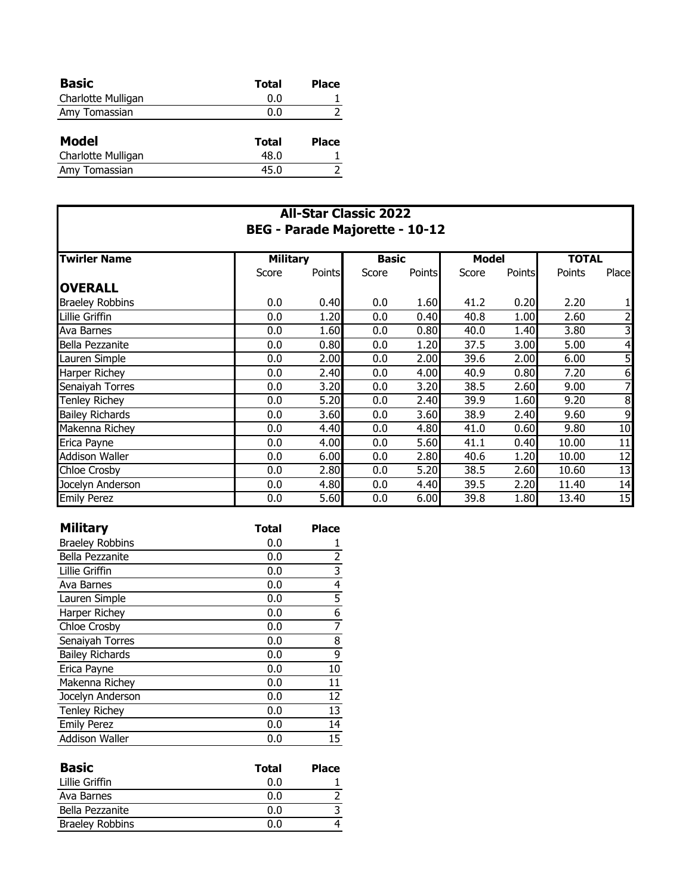| Basic | Total | Place |
|---|---|---|
| Charlotte Mulligan | 0.0 | 1 |
| Amy Tomassian | 0.0 | 2 |

| Model | Total | Place |
|---|---|---|
| Charlotte Mulligan | 48.0 | 1 |
| Amy Tomassian | 45.0 | 2 |

## All-Star Classic 2022
## BEG - Parade Majorette - 10-12

| Twirler Name | Military | | Basic | | Model | | TOTAL | |
|---|---|---|---|---|---|---|---|---|
| | Score | Points | Score | Points | Score | Points | Points | Place |
| **OVERALL** | | | | | | | | |
| Braeley Robbins | 0.0 | 0.40 | 0.0 | 1.60 | 41.2 | 0.20 | 2.20 | 1 |
| Lillie Griffin | 0.0 | 1.20 | 0.0 | 0.40 | 40.8 | 1.00 | 2.60 | 2 |
| Ava Barnes | 0.0 | 1.60 | 0.0 | 0.80 | 40.0 | 1.40 | 3.80 | 3 |
| Bella Pezzanite | 0.0 | 0.80 | 0.0 | 1.20 | 37.5 | 3.00 | 5.00 | 4 |
| Lauren Simple | 0.0 | 2.00 | 0.0 | 2.00 | 39.6 | 2.00 | 6.00 | 5 |
| Harper Richey | 0.0 | 2.40 | 0.0 | 4.00 | 40.9 | 0.80 | 7.20 | 6 |
| Senaiyah Torres | 0.0 | 3.20 | 0.0 | 3.20 | 38.5 | 2.60 | 9.00 | 7 |
| Tenley Richey | 0.0 | 5.20 | 0.0 | 2.40 | 39.9 | 1.60 | 9.20 | 8 |
| Bailey Richards | 0.0 | 3.60 | 0.0 | 3.60 | 38.9 | 2.40 | 9.60 | 9 |
| Makenna Richey | 0.0 | 4.40 | 0.0 | 4.80 | 41.0 | 0.60 | 9.80 | 10 |
| Erica Payne | 0.0 | 4.00 | 0.0 | 5.60 | 41.1 | 0.40 | 10.00 | 11 |
| Addison Waller | 0.0 | 6.00 | 0.0 | 2.80 | 40.6 | 1.20 | 10.00 | 12 |
| Chloe Crosby | 0.0 | 2.80 | 0.0 | 5.20 | 38.5 | 2.60 | 10.60 | 13 |
| Jocelyn Anderson | 0.0 | 4.80 | 0.0 | 4.40 | 39.5 | 2.20 | 11.40 | 14 |
| Emily Perez | 0.0 | 5.60 | 0.0 | 6.00 | 39.8 | 1.80 | 13.40 | 15 |

| Military | Total | Place |
|---|---|---|
| Braeley Robbins | 0.0 | 1 |
| Bella Pezzanite | 0.0 | 2 |
| Lillie Griffin | 0.0 | 3 |
| Ava Barnes | 0.0 | 4 |
| Lauren Simple | 0.0 | 5 |
| Harper Richey | 0.0 | 6 |
| Chloe Crosby | 0.0 | 7 |
| Senaiyah Torres | 0.0 | 8 |
| Bailey Richards | 0.0 | 9 |
| Erica Payne | 0.0 | 10 |
| Makenna Richey | 0.0 | 11 |
| Jocelyn Anderson | 0.0 | 12 |
| Tenley Richey | 0.0 | 13 |
| Emily Perez | 0.0 | 14 |
| Addison Waller | 0.0 | 15 |

| Basic | Total | Place |
|---|---|---|
| Lillie Griffin | 0.0 | 1 |
| Ava Barnes | 0.0 | 2 |
| Bella Pezzanite | 0.0 | 3 |
| Braeley Robbins | 0.0 | 4 |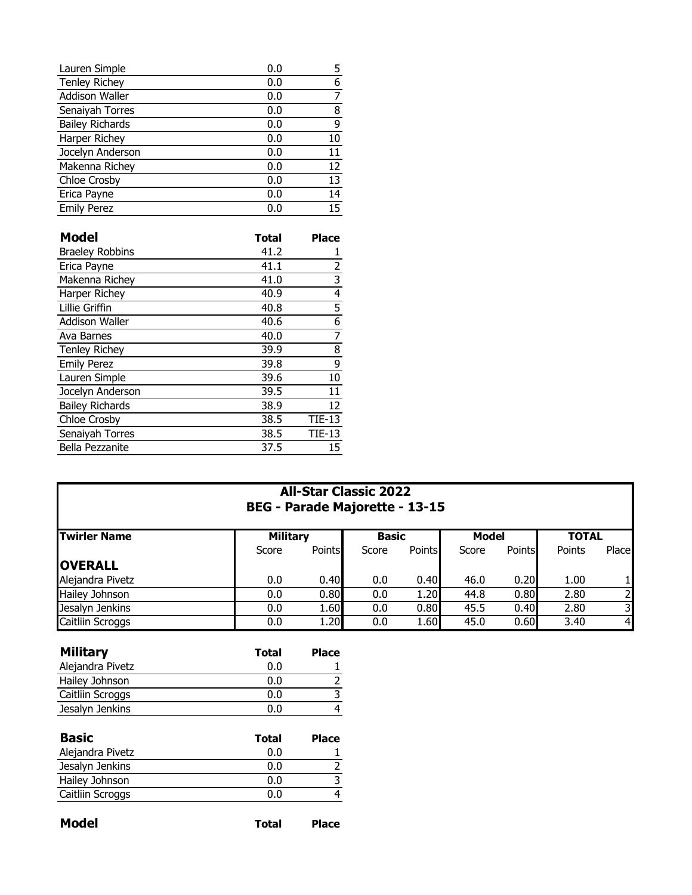| | | |
|---|---|---|
| Lauren Simple | 0.0 | 5 |
| Tenley Richey | 0.0 | 6 |
| Addison Waller | 0.0 | 7 |
| Senaiyah Torres | 0.0 | 8 |
| Bailey Richards | 0.0 | 9 |
| Harper Richey | 0.0 | 10 |
| Jocelyn Anderson | 0.0 | 11 |
| Makenna Richey | 0.0 | 12 |
| Chloe Crosby | 0.0 | 13 |
| Erica Payne | 0.0 | 14 |
| Emily Perez | 0.0 | 15 |

| **Model** | **Total** | **Place** |
|---|---|---|
| Braeley Robbins | 41.2 | 1 |
| Erica Payne | 41.1 | 2 |
| Makenna Richey | 41.0 | 3 |
| Harper Richey | 40.9 | 4 |
| Lillie Griffin | 40.8 | 5 |
| Addison Waller | 40.6 | 6 |
| Ava Barnes | 40.0 | 7 |
| Tenley Richey | 39.9 | 8 |
| Emily Perez | 39.8 | 9 |
| Lauren Simple | 39.6 | 10 |
| Jocelyn Anderson | 39.5 | 11 |
| Bailey Richards | 38.9 | 12 |
| Chloe Crosby | 38.5 | TIE-13 |
| Senaiyah Torres | 38.5 | TIE-13 |
| Bella Pezzanite | 37.5 | 15 |

## All-Star Classic 2022
## BEG - Parade Majorette - 13-15

| **Twirler Name** | **Military** | | **Basic** | | **Model** | | **TOTAL** | |
|---|---|---|---|---|---|---|---|---|
| | Score | Points | Score | Points | Score | Points | Points | Place |
| **OVERALL** | | | | | | | | |
| Alejandra Pivetz | 0.0 | 0.40 | 0.0 | 0.40 | 46.0 | 0.20 | 1.00 | 1 |
| Hailey Johnson | 0.0 | 0.80 | 0.0 | 1.20 | 44.8 | 0.80 | 2.80 | 2 |
| Jesalyn Jenkins | 0.0 | 1.60 | 0.0 | 0.80 | 45.5 | 0.40 | 2.80 | 3 |
| Caitliin Scroggs | 0.0 | 1.20 | 0.0 | 1.60 | 45.0 | 0.60 | 3.40 | 4 |

| **Military** | **Total** | **Place** |
|---|---|---|
| Alejandra Pivetz | 0.0 | 1 |
| Hailey Johnson | 0.0 | 2 |
| Caitliin Scroggs | 0.0 | 3 |
| Jesalyn Jenkins | 0.0 | 4 |

| **Basic** | **Total** | **Place** |
|---|---|---|
| Alejandra Pivetz | 0.0 | 1 |
| Jesalyn Jenkins | 0.0 | 2 |
| Hailey Johnson | 0.0 | 3 |
| Caitliin Scroggs | 0.0 | 4 |

| **Model** | **Total** | **Place** |
|---|---|---|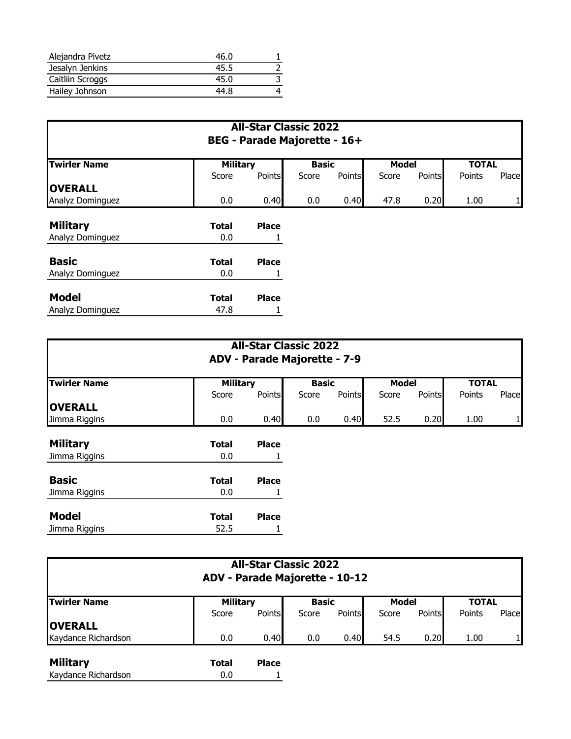| | | |
|---|---|---|
| Alejandra Pivetz | 46.0 | 1 |
| Jesalyn Jenkins | 45.5 | 2 |
| Caitliin Scroggs | 45.0 | 3 |
| Hailey Johnson | 44.8 | 4 |

## All-Star Classic 2022
## BEG - Parade Majorette - 16+

| Twirler Name | Military | | Basic | | Model | | TOTAL | |
|---|---|---|---|---|---|---|---|---|
| | Score | Points | Score | Points | Score | Points | Points | Place |
| **OVERALL** | | | | | | | | |
| Analyz Dominguez | 0.0 | 0.40 | 0.0 | 0.40 | 47.8 | 0.20 | 1.00 | 1 |

| **Military** | **Total** | **Place** |
|---|---|---|
| Analyz Dominguez | 0.0 | 1 |

| **Basic** | **Total** | **Place** |
|---|---|---|
| Analyz Dominguez | 0.0 | 1 |

| **Model** | **Total** | **Place** |
|---|---|---|
| Analyz Dominguez | 47.8 | 1 |

## All-Star Classic 2022
## ADV - Parade Majorette - 7-9

| Twirler Name | Military | | Basic | | Model | | TOTAL | |
|---|---|---|---|---|---|---|---|---|
| | Score | Points | Score | Points | Score | Points | Points | Place |
| **OVERALL** | | | | | | | | |
| Jimma Riggins | 0.0 | 0.40 | 0.0 | 0.40 | 52.5 | 0.20 | 1.00 | 1 |

| **Military** | **Total** | **Place** |
|---|---|---|
| Jimma Riggins | 0.0 | 1 |

| **Basic** | **Total** | **Place** |
|---|---|---|
| Jimma Riggins | 0.0 | 1 |

| **Model** | **Total** | **Place** |
|---|---|---|
| Jimma Riggins | 52.5 | 1 |

## All-Star Classic 2022
## ADV - Parade Majorette - 10-12

| Twirler Name | Military | | Basic | | Model | | TOTAL | |
|---|---|---|---|---|---|---|---|---|
| | Score | Points | Score | Points | Score | Points | Points | Place |
| **OVERALL** | | | | | | | | |
| Kaydance Richardson | 0.0 | 0.40 | 0.0 | 0.40 | 54.5 | 0.20 | 1.00 | 1 |

| **Military** | **Total** | **Place** |
|---|---|---|
| Kaydance Richardson | 0.0 | 1 |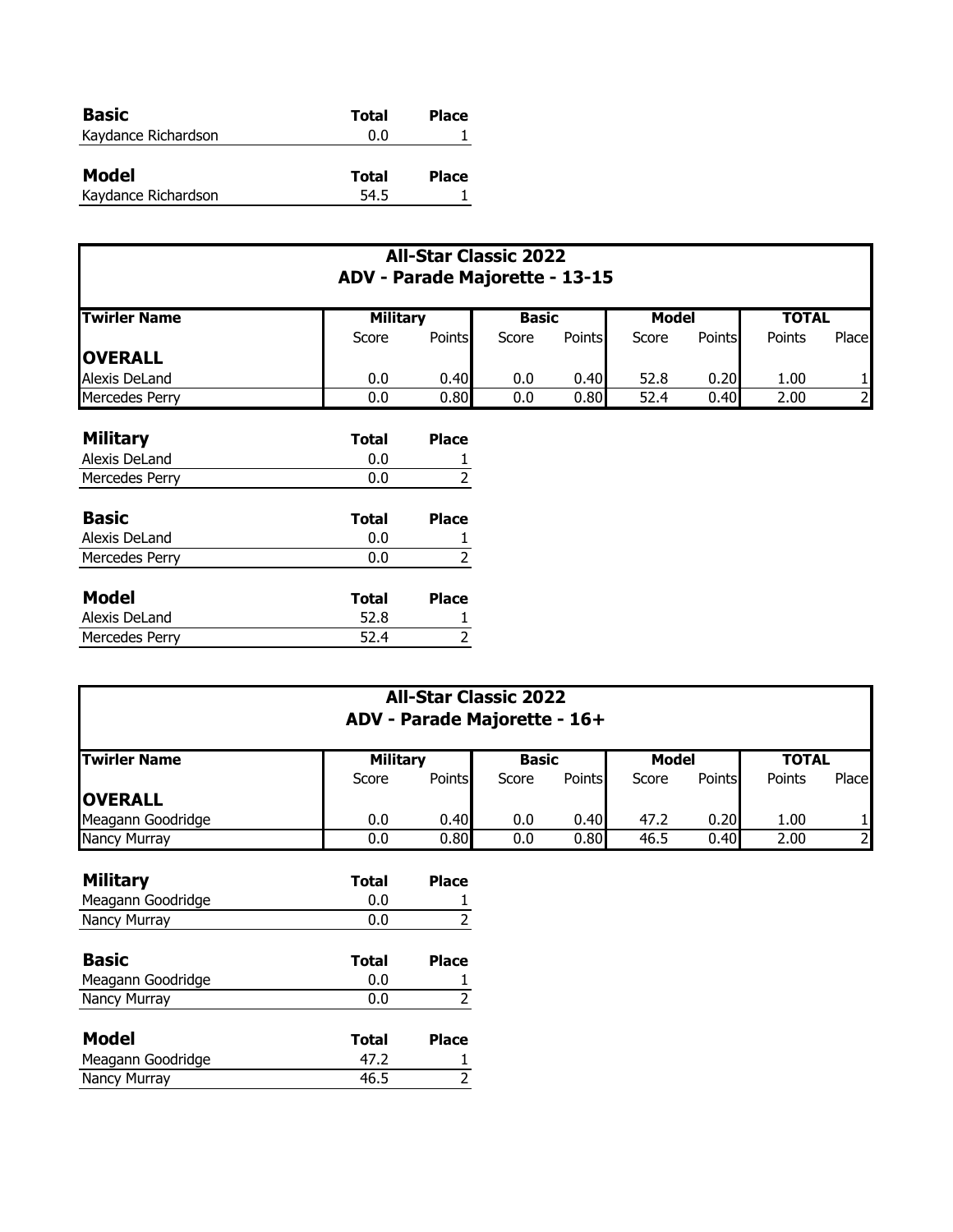| Basic | Total | Place |
|---|---|---|
| Kaydance Richardson | 0.0 | 1 |

| Model | Total | Place |
|---|---|---|
| Kaydance Richardson | 54.5 | 1 |

## All-Star Classic 2022
## ADV - Parade Majorette - 13-15

| Twirler Name | Military | | Basic | | Model | | TOTAL | |
|---|---|---|---|---|---|---|---|---|
| | Score | Points | Score | Points | Score | Points | Points | Place |
| **OVERALL** | | | | | | | | |
| Alexis DeLand | 0.0 | 0.40 | 0.0 | 0.40 | 52.8 | 0.20 | 1.00 | 1 |
| Mercedes Perry | 0.0 | 0.80 | 0.0 | 0.80 | 52.4 | 0.40 | 2.00 | 2 |

| Military | Total | Place |
|---|---|---|
| Alexis DeLand | 0.0 | 1 |
| Mercedes Perry | 0.0 | 2 |

| Basic | Total | Place |
|---|---|---|
| Alexis DeLand | 0.0 | 1 |
| Mercedes Perry | 0.0 | 2 |

| Model | Total | Place |
|---|---|---|
| Alexis DeLand | 52.8 | 1 |
| Mercedes Perry | 52.4 | 2 |

## All-Star Classic 2022
## ADV - Parade Majorette - 16+

| Twirler Name | Military | | Basic | | Model | | TOTAL | |
|---|---|---|---|---|---|---|---|---|
| | Score | Points | Score | Points | Score | Points | Points | Place |
| **OVERALL** | | | | | | | | |
| Meagann Goodridge | 0.0 | 0.40 | 0.0 | 0.40 | 47.2 | 0.20 | 1.00 | 1 |
| Nancy Murray | 0.0 | 0.80 | 0.0 | 0.80 | 46.5 | 0.40 | 2.00 | 2 |

| Military | Total | Place |
|---|---|---|
| Meagann Goodridge | 0.0 | 1 |
| Nancy Murray | 0.0 | 2 |

| Basic | Total | Place |
|---|---|---|
| Meagann Goodridge | 0.0 | 1 |
| Nancy Murray | 0.0 | 2 |

| Model | Total | Place |
|---|---|---|
| Meagann Goodridge | 47.2 | 1 |
| Nancy Murray | 46.5 | 2 |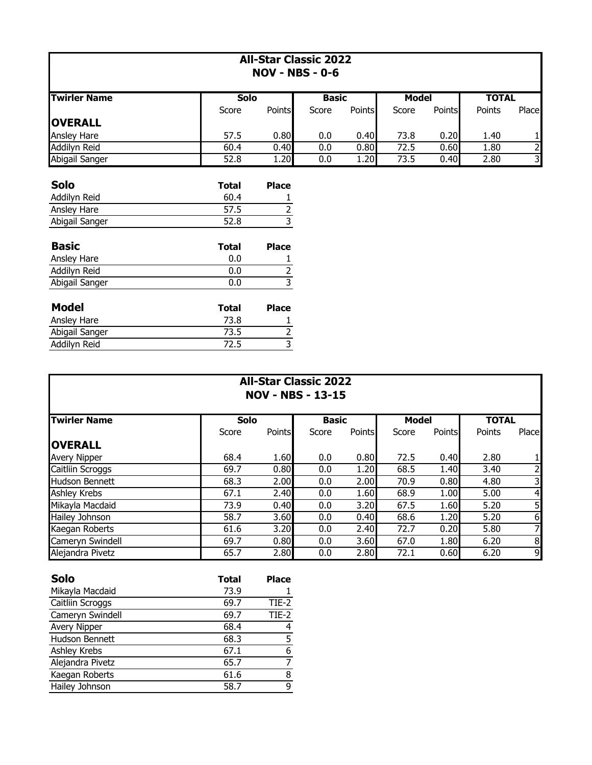## All-Star Classic 2022
### NOV - NBS - 0-6

| Twirler Name | Solo | | Basic | | Model | | TOTAL | |
|---|---|---|---|---|---|---|---|---|
| | Score | Points | Score | Points | Score | Points | Points | Place |
| **OVERALL** | | | | | | | | |
| Ansley Hare | 57.5 | 0.80 | 0.0 | 0.40 | 73.8 | 0.20 | 1.40 | 1 |
| Addilyn Reid | 60.4 | 0.40 | 0.0 | 0.80 | 72.5 | 0.60 | 1.80 | 2 |
| Abigail Sanger | 52.8 | 1.20 | 0.0 | 1.20 | 73.5 | 0.40 | 2.80 | 3 |

| Solo | Total | Place |
|---|---|---|
| Addilyn Reid | 60.4 | 1 |
| Ansley Hare | 57.5 | 2 |
| Abigail Sanger | 52.8 | 3 |

| Basic | Total | Place |
|---|---|---|
| Ansley Hare | 0.0 | 1 |
| Addilyn Reid | 0.0 | 2 |
| Abigail Sanger | 0.0 | 3 |

| Model | Total | Place |
|---|---|---|
| Ansley Hare | 73.8 | 1 |
| Abigail Sanger | 73.5 | 2 |
| Addilyn Reid | 72.5 | 3 |

## All-Star Classic 2022
### NOV - NBS - 13-15

| Twirler Name | Solo | | Basic | | Model | | TOTAL | |
|---|---|---|---|---|---|---|---|---|
| | Score | Points | Score | Points | Score | Points | Points | Place |
| **OVERALL** | | | | | | | | |
| Avery Nipper | 68.4 | 1.60 | 0.0 | 0.80 | 72.5 | 0.40 | 2.80 | 1 |
| Caitliin Scroggs | 69.7 | 0.80 | 0.0 | 1.20 | 68.5 | 1.40 | 3.40 | 2 |
| Hudson Bennett | 68.3 | 2.00 | 0.0 | 2.00 | 70.9 | 0.80 | 4.80 | 3 |
| Ashley Krebs | 67.1 | 2.40 | 0.0 | 1.60 | 68.9 | 1.00 | 5.00 | 4 |
| Mikayla Macdaid | 73.9 | 0.40 | 0.0 | 3.20 | 67.5 | 1.60 | 5.20 | 5 |
| Hailey Johnson | 58.7 | 3.60 | 0.0 | 0.40 | 68.6 | 1.20 | 5.20 | 6 |
| Kaegan Roberts | 61.6 | 3.20 | 0.0 | 2.40 | 72.7 | 0.20 | 5.80 | 7 |
| Cameryn Swindell | 69.7 | 0.80 | 0.0 | 3.60 | 67.0 | 1.80 | 6.20 | 8 |
| Alejandra Pivetz | 65.7 | 2.80 | 0.0 | 2.80 | 72.1 | 0.60 | 6.20 | 9 |

| Solo | Total | Place |
|---|---|---|
| Mikayla Macdaid | 73.9 | 1 |
| Caitliin Scroggs | 69.7 | TIE-2 |
| Cameryn Swindell | 69.7 | TIE-2 |
| Avery Nipper | 68.4 | 4 |
| Hudson Bennett | 68.3 | 5 |
| Ashley Krebs | 67.1 | 6 |
| Alejandra Pivetz | 65.7 | 7 |
| Kaegan Roberts | 61.6 | 8 |
| Hailey Johnson | 58.7 | 9 |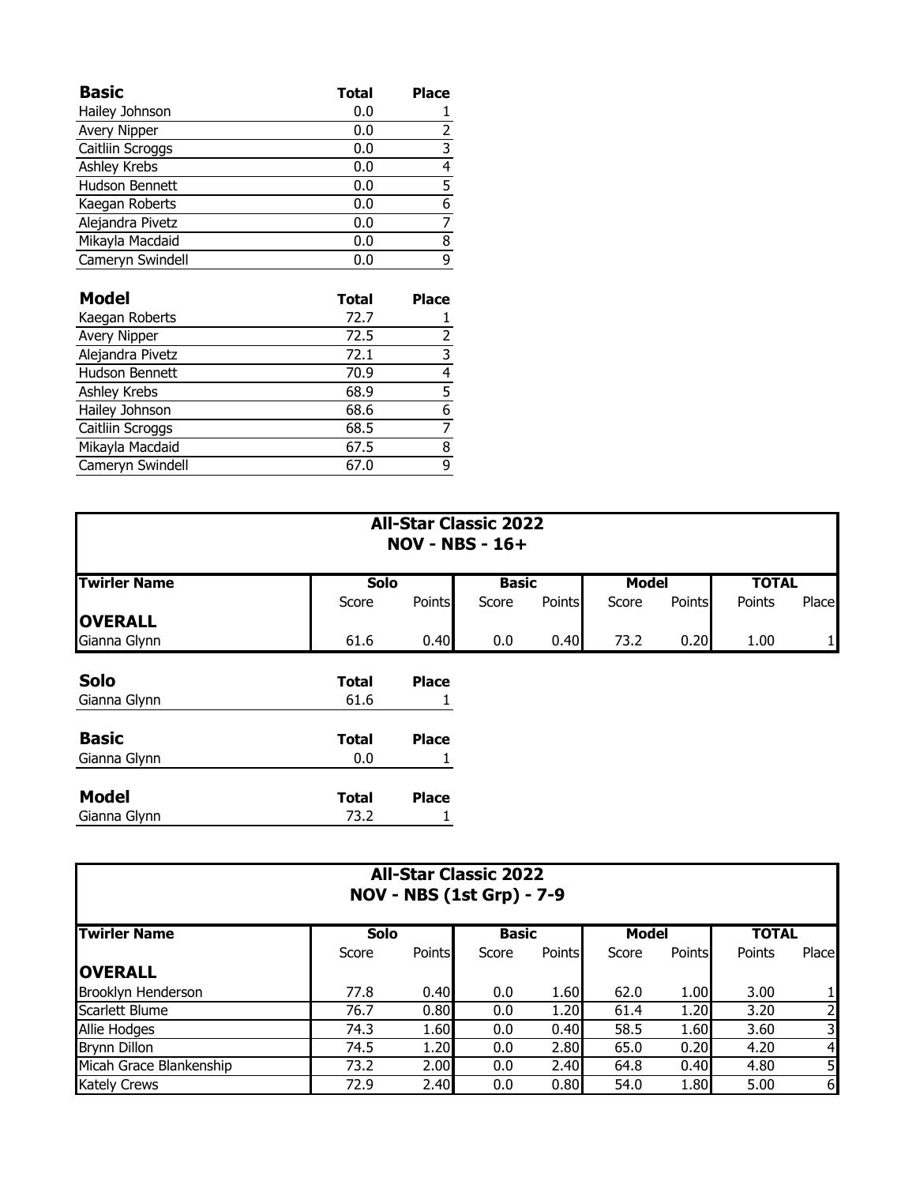| Basic | Total | Place |
|---|---|---|
| Hailey Johnson | 0.0 | 1 |
| Avery Nipper | 0.0 | 2 |
| Caitliin Scroggs | 0.0 | 3 |
| Ashley Krebs | 0.0 | 4 |
| Hudson Bennett | 0.0 | 5 |
| Kaegan Roberts | 0.0 | 6 |
| Alejandra Pivetz | 0.0 | 7 |
| Mikayla Macdaid | 0.0 | 8 |
| Cameryn Swindell | 0.0 | 9 |

| Model | Total | Place |
|---|---|---|
| Kaegan Roberts | 72.7 | 1 |
| Avery Nipper | 72.5 | 2 |
| Alejandra Pivetz | 72.1 | 3 |
| Hudson Bennett | 70.9 | 4 |
| Ashley Krebs | 68.9 | 5 |
| Hailey Johnson | 68.6 | 6 |
| Caitliin Scroggs | 68.5 | 7 |
| Mikayla Macdaid | 67.5 | 8 |
| Cameryn Swindell | 67.0 | 9 |

## All-Star Classic 2022
## NOV - NBS - 16+

| Twirler Name | Solo | | Basic | | Model | | TOTAL | |
|---|---|---|---|---|---|---|---|---|
| | Score | Points | Score | Points | Score | Points | Points | Place |
| **OVERALL** | | | | | | | | |
| Gianna Glynn | 61.6 | 0.40 | 0.0 | 0.40 | 73.2 | 0.20 | 1.00 | 1 |

| Solo | Total | Place |
|---|---|---|
| Gianna Glynn | 61.6 | 1 |

| Basic | Total | Place |
|---|---|---|
| Gianna Glynn | 0.0 | 1 |

| Model | Total | Place |
|---|---|---|
| Gianna Glynn | 73.2 | 1 |

## All-Star Classic 2022
## NOV - NBS (1st Grp) - 7-9

| Twirler Name | Solo | | Basic | | Model | | TOTAL | |
|---|---|---|---|---|---|---|---|---|
| | Score | Points | Score | Points | Score | Points | Points | Place |
| **OVERALL** | | | | | | | | |
| Brooklyn Henderson | 77.8 | 0.40 | 0.0 | 1.60 | 62.0 | 1.00 | 3.00 | 1 |
| Scarlett Blume | 76.7 | 0.80 | 0.0 | 1.20 | 61.4 | 1.20 | 3.20 | 2 |
| Allie Hodges | 74.3 | 1.60 | 0.0 | 0.40 | 58.5 | 1.60 | 3.60 | 3 |
| Brynn Dillon | 74.5 | 1.20 | 0.0 | 2.80 | 65.0 | 0.20 | 4.20 | 4 |
| Micah Grace Blankenship | 73.2 | 2.00 | 0.0 | 2.40 | 64.8 | 0.40 | 4.80 | 5 |
| Kately Crews | 72.9 | 2.40 | 0.0 | 0.80 | 54.0 | 1.80 | 5.00 | 6 |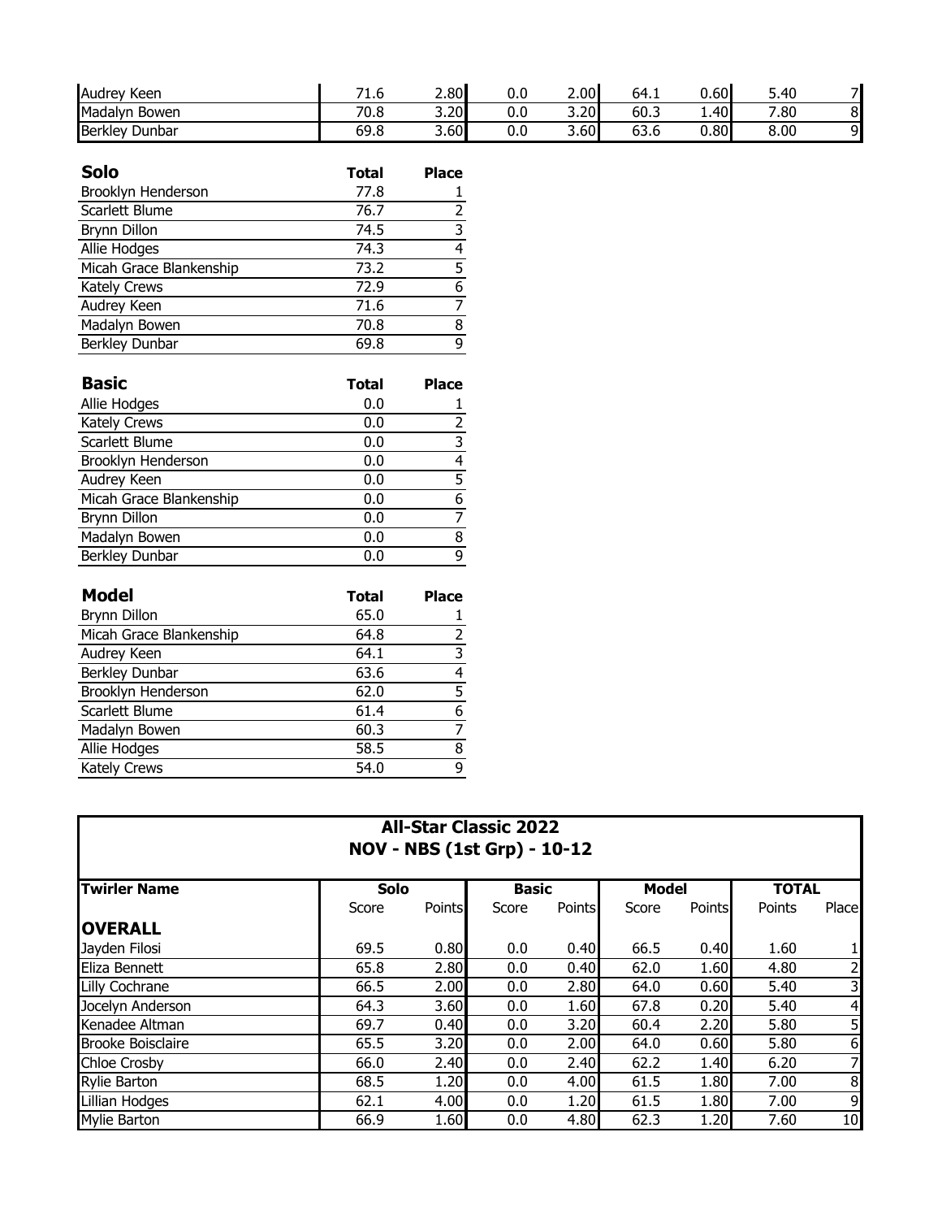| | | | | | | | | |
|---|---|---|---|---|---|---|---|---|
| Audrey Keen | 71.6 | 2.80 | 0.0 | 2.00 | 64.1 | 0.60 | 5.40 | 7 |
| Madalyn Bowen | 70.8 | 3.20 | 0.0 | 3.20 | 60.3 | 1.40 | 7.80 | 8 |
| Berkley Dunbar | 69.8 | 3.60 | 0.0 | 3.60 | 63.6 | 0.80 | 8.00 | 9 |

| **Solo** | **Total** | **Place** |
|---|---|---|
| Brooklyn Henderson | 77.8 | 1 |
| Scarlett Blume | 76.7 | 2 |
| Brynn Dillon | 74.5 | 3 |
| Allie Hodges | 74.3 | 4 |
| Micah Grace Blankenship | 73.2 | 5 |
| Kately Crews | 72.9 | 6 |
| Audrey Keen | 71.6 | 7 |
| Madalyn Bowen | 70.8 | 8 |
| Berkley Dunbar | 69.8 | 9 |

| **Basic** | **Total** | **Place** |
|---|---|---|
| Allie Hodges | 0.0 | 1 |
| Kately Crews | 0.0 | 2 |
| Scarlett Blume | 0.0 | 3 |
| Brooklyn Henderson | 0.0 | 4 |
| Audrey Keen | 0.0 | 5 |
| Micah Grace Blankenship | 0.0 | 6 |
| Brynn Dillon | 0.0 | 7 |
| Madalyn Bowen | 0.0 | 8 |
| Berkley Dunbar | 0.0 | 9 |

| **Model** | **Total** | **Place** |
|---|---|---|
| Brynn Dillon | 65.0 | 1 |
| Micah Grace Blankenship | 64.8 | 2 |
| Audrey Keen | 64.1 | 3 |
| Berkley Dunbar | 63.6 | 4 |
| Brooklyn Henderson | 62.0 | 5 |
| Scarlett Blume | 61.4 | 6 |
| Madalyn Bowen | 60.3 | 7 |
| Allie Hodges | 58.5 | 8 |
| Kately Crews | 54.0 | 9 |

## All-Star Classic 2022
## NOV - NBS (1st Grp) - 10-12

| **Twirler Name** | **Solo** | | **Basic** | | **Model** | | **TOTAL** | |
|---|---|---|---|---|---|---|---|---|
| | Score | Points | Score | Points | Score | Points | Points | Place |
| **OVERALL** | | | | | | | | |
| Jayden Filosi | 69.5 | 0.80 | 0.0 | 0.40 | 66.5 | 0.40 | 1.60 | 1 |
| Eliza Bennett | 65.8 | 2.80 | 0.0 | 0.40 | 62.0 | 1.60 | 4.80 | 2 |
| Lilly Cochrane | 66.5 | 2.00 | 0.0 | 2.80 | 64.0 | 0.60 | 5.40 | 3 |
| Jocelyn Anderson | 64.3 | 3.60 | 0.0 | 1.60 | 67.8 | 0.20 | 5.40 | 4 |
| Kenadee Altman | 69.7 | 0.40 | 0.0 | 3.20 | 60.4 | 2.20 | 5.80 | 5 |
| Brooke Boisclaire | 65.5 | 3.20 | 0.0 | 2.00 | 64.0 | 0.60 | 5.80 | 6 |
| Chloe Crosby | 66.0 | 2.40 | 0.0 | 2.40 | 62.2 | 1.40 | 6.20 | 7 |
| Rylie Barton | 68.5 | 1.20 | 0.0 | 4.00 | 61.5 | 1.80 | 7.00 | 8 |
| Lillian Hodges | 62.1 | 4.00 | 0.0 | 1.20 | 61.5 | 1.80 | 7.00 | 9 |
| Mylie Barton | 66.9 | 1.60 | 0.0 | 4.80 | 62.3 | 1.20 | 7.60 | 10 |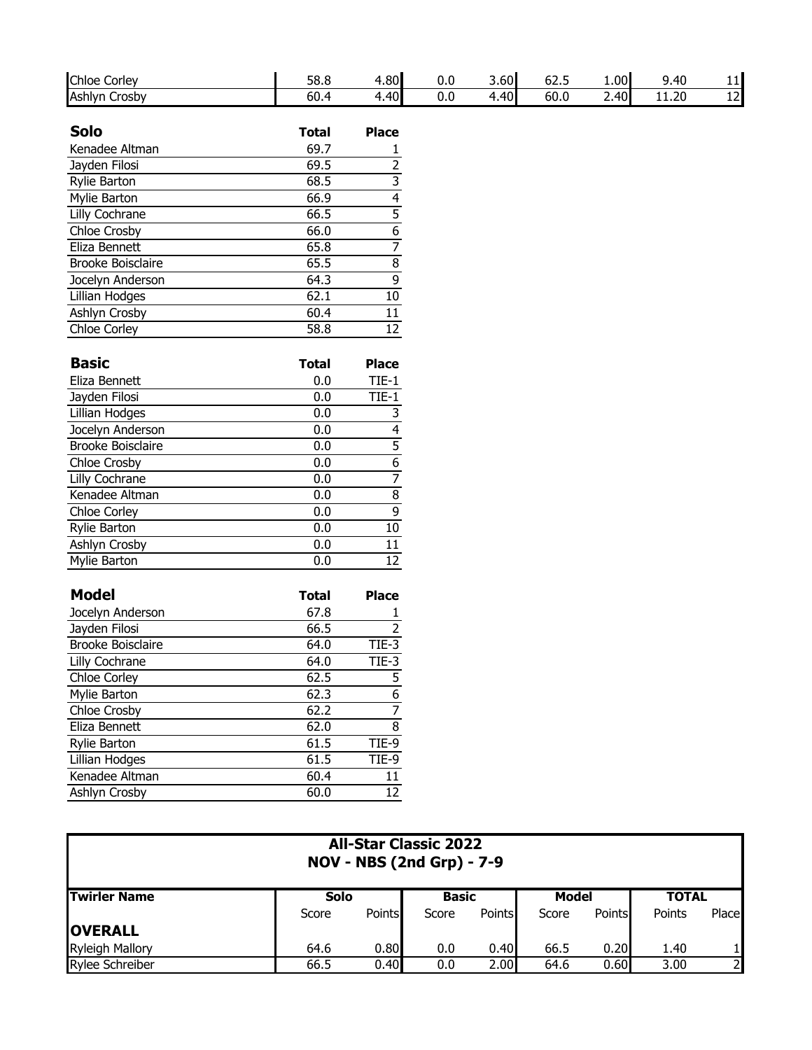| | Solo Score | Solo Points | Basic Score | Basic Points | Model Score | Model Points | TOTAL Points | Place |
|---|---|---|---|---|---|---|---|---|
| Chloe Corley | 58.8 | 4.80 | 0.0 | 3.60 | 62.5 | 1.00 | 9.40 | 11 |
| Ashlyn Crosby | 60.4 | 4.40 | 0.0 | 4.40 | 60.0 | 2.40 | 11.20 | 12 |

| **Solo** | **Total** | **Place** |
|---|---|---|
| Kenadee Altman | 69.7 | 1 |
| Jayden Filosi | 69.5 | 2 |
| Rylie Barton | 68.5 | 3 |
| Mylie Barton | 66.9 | 4 |
| Lilly Cochrane | 66.5 | 5 |
| Chloe Crosby | 66.0 | 6 |
| Eliza Bennett | 65.8 | 7 |
| Brooke Boisclaire | 65.5 | 8 |
| Jocelyn Anderson | 64.3 | 9 |
| Lillian Hodges | 62.1 | 10 |
| Ashlyn Crosby | 60.4 | 11 |
| Chloe Corley | 58.8 | 12 |

| **Basic** | **Total** | **Place** |
|---|---|---|
| Eliza Bennett | 0.0 | TIE-1 |
| Jayden Filosi | 0.0 | TIE-1 |
| Lillian Hodges | 0.0 | 3 |
| Jocelyn Anderson | 0.0 | 4 |
| Brooke Boisclaire | 0.0 | 5 |
| Chloe Crosby | 0.0 | 6 |
| Lilly Cochrane | 0.0 | 7 |
| Kenadee Altman | 0.0 | 8 |
| Chloe Corley | 0.0 | 9 |
| Rylie Barton | 0.0 | 10 |
| Ashlyn Crosby | 0.0 | 11 |
| Mylie Barton | 0.0 | 12 |

| **Model** | **Total** | **Place** |
|---|---|---|
| Jocelyn Anderson | 67.8 | 1 |
| Jayden Filosi | 66.5 | 2 |
| Brooke Boisclaire | 64.0 | TIE-3 |
| Lilly Cochrane | 64.0 | TIE-3 |
| Chloe Corley | 62.5 | 5 |
| Mylie Barton | 62.3 | 6 |
| Chloe Crosby | 62.2 | 7 |
| Eliza Bennett | 62.0 | 8 |
| Rylie Barton | 61.5 | TIE-9 |
| Lillian Hodges | 61.5 | TIE-9 |
| Kenadee Altman | 60.4 | 11 |
| Ashlyn Crosby | 60.0 | 12 |

## All-Star Classic 2022
## NOV - NBS (2nd Grp) - 7-9

| **Twirler Name** | **Solo** | | **Basic** | | **Model** | | **TOTAL** | |
|---|---|---|---|---|---|---|---|---|
| | Score | Points | Score | Points | Score | Points | Points | Place |
| **OVERALL** | | | | | | | | |
| Ryleigh Mallory | 64.6 | 0.80 | 0.0 | 0.40 | 66.5 | 0.20 | 1.40 | 1 |
| Rylee Schreiber | 66.5 | 0.40 | 0.0 | 2.00 | 64.6 | 0.60 | 3.00 | 2 |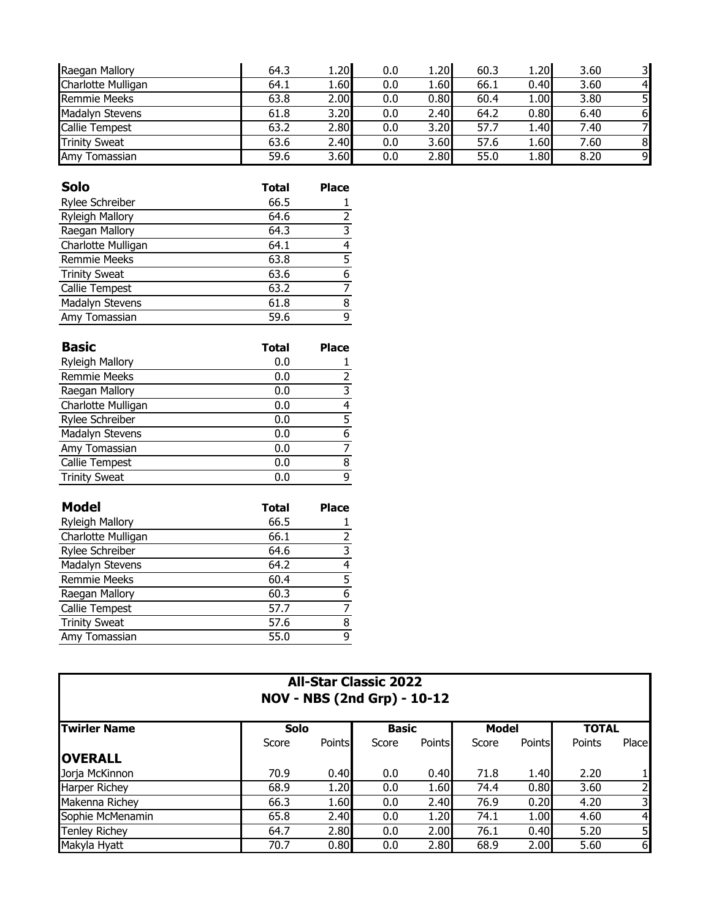| | | | | | | | | |
|---|---|---|---|---|---|---|---|---|
| Raegan Mallory | 64.3 | 1.20 | 0.0 | 1.20 | 60.3 | 1.20 | 3.60 | 3 |
| Charlotte Mulligan | 64.1 | 1.60 | 0.0 | 1.60 | 66.1 | 0.40 | 3.60 | 4 |
| Remmie Meeks | 63.8 | 2.00 | 0.0 | 0.80 | 60.4 | 1.00 | 3.80 | 5 |
| Madalyn Stevens | 61.8 | 3.20 | 0.0 | 2.40 | 64.2 | 0.80 | 6.40 | 6 |
| Callie Tempest | 63.2 | 2.80 | 0.0 | 3.20 | 57.7 | 1.40 | 7.40 | 7 |
| Trinity Sweat | 63.6 | 2.40 | 0.0 | 3.60 | 57.6 | 1.60 | 7.60 | 8 |
| Amy Tomassian | 59.6 | 3.60 | 0.0 | 2.80 | 55.0 | 1.80 | 8.20 | 9 |

| **Solo** | **Total** | **Place** |
|---|---|---|
| Rylee Schreiber | 66.5 | 1 |
| Ryleigh Mallory | 64.6 | 2 |
| Raegan Mallory | 64.3 | 3 |
| Charlotte Mulligan | 64.1 | 4 |
| Remmie Meeks | 63.8 | 5 |
| Trinity Sweat | 63.6 | 6 |
| Callie Tempest | 63.2 | 7 |
| Madalyn Stevens | 61.8 | 8 |
| Amy Tomassian | 59.6 | 9 |

| **Basic** | **Total** | **Place** |
|---|---|---|
| Ryleigh Mallory | 0.0 | 1 |
| Remmie Meeks | 0.0 | 2 |
| Raegan Mallory | 0.0 | 3 |
| Charlotte Mulligan | 0.0 | 4 |
| Rylee Schreiber | 0.0 | 5 |
| Madalyn Stevens | 0.0 | 6 |
| Amy Tomassian | 0.0 | 7 |
| Callie Tempest | 0.0 | 8 |
| Trinity Sweat | 0.0 | 9 |

| **Model** | **Total** | **Place** |
|---|---|---|
| Ryleigh Mallory | 66.5 | 1 |
| Charlotte Mulligan | 66.1 | 2 |
| Rylee Schreiber | 64.6 | 3 |
| Madalyn Stevens | 64.2 | 4 |
| Remmie Meeks | 60.4 | 5 |
| Raegan Mallory | 60.3 | 6 |
| Callie Tempest | 57.7 | 7 |
| Trinity Sweat | 57.6 | 8 |
| Amy Tomassian | 55.0 | 9 |

## All-Star Classic 2022
## NOV - NBS (2nd Grp) - 10-12

| **Twirler Name** | **Solo** | | **Basic** | | **Model** | | **TOTAL** | |
|---|---|---|---|---|---|---|---|---|
| | Score | Points | Score | Points | Score | Points | Points | Place |
| **OVERALL** | | | | | | | | |
| Jorja McKinnon | 70.9 | 0.40 | 0.0 | 0.40 | 71.8 | 1.40 | 2.20 | 1 |
| Harper Richey | 68.9 | 1.20 | 0.0 | 1.60 | 74.4 | 0.80 | 3.60 | 2 |
| Makenna Richey | 66.3 | 1.60 | 0.0 | 2.40 | 76.9 | 0.20 | 4.20 | 3 |
| Sophie McMenamin | 65.8 | 2.40 | 0.0 | 1.20 | 74.1 | 1.00 | 4.60 | 4 |
| Tenley Richey | 64.7 | 2.80 | 0.0 | 2.00 | 76.1 | 0.40 | 5.20 | 5 |
| Makyla Hyatt | 70.7 | 0.80 | 0.0 | 2.80 | 68.9 | 2.00 | 5.60 | 6 |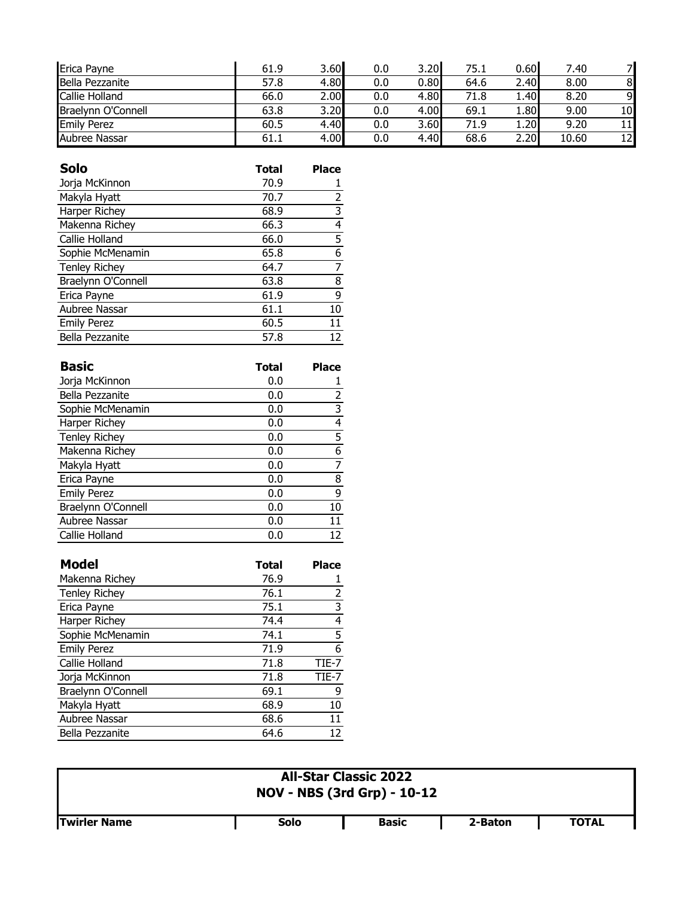| | | | | | | | | |
|---|---|---|---|---|---|---|---|---|
| Erica Payne | 61.9 | 3.60 | 0.0 | 3.20 | 75.1 | 0.60 | 7.40 | 7 |
| Bella Pezzanite | 57.8 | 4.80 | 0.0 | 0.80 | 64.6 | 2.40 | 8.00 | 8 |
| Callie Holland | 66.0 | 2.00 | 0.0 | 4.80 | 71.8 | 1.40 | 8.20 | 9 |
| Braelynn O'Connell | 63.8 | 3.20 | 0.0 | 4.00 | 69.1 | 1.80 | 9.00 | 10 |
| Emily Perez | 60.5 | 4.40 | 0.0 | 3.60 | 71.9 | 1.20 | 9.20 | 11 |
| Aubree Nassar | 61.1 | 4.00 | 0.0 | 4.40 | 68.6 | 2.20 | 10.60 | 12 |

| Solo | Total | Place |
|---|---|---|
| Jorja McKinnon | 70.9 | 1 |
| Makyla Hyatt | 70.7 | 2 |
| Harper Richey | 68.9 | 3 |
| Makenna Richey | 66.3 | 4 |
| Callie Holland | 66.0 | 5 |
| Sophie McMenamin | 65.8 | 6 |
| Tenley Richey | 64.7 | 7 |
| Braelynn O'Connell | 63.8 | 8 |
| Erica Payne | 61.9 | 9 |
| Aubree Nassar | 61.1 | 10 |
| Emily Perez | 60.5 | 11 |
| Bella Pezzanite | 57.8 | 12 |

| Basic | Total | Place |
|---|---|---|
| Jorja McKinnon | 0.0 | 1 |
| Bella Pezzanite | 0.0 | 2 |
| Sophie McMenamin | 0.0 | 3 |
| Harper Richey | 0.0 | 4 |
| Tenley Richey | 0.0 | 5 |
| Makenna Richey | 0.0 | 6 |
| Makyla Hyatt | 0.0 | 7 |
| Erica Payne | 0.0 | 8 |
| Emily Perez | 0.0 | 9 |
| Braelynn O'Connell | 0.0 | 10 |
| Aubree Nassar | 0.0 | 11 |
| Callie Holland | 0.0 | 12 |

| Model | Total | Place |
|---|---|---|
| Makenna Richey | 76.9 | 1 |
| Tenley Richey | 76.1 | 2 |
| Erica Payne | 75.1 | 3 |
| Harper Richey | 74.4 | 4 |
| Sophie McMenamin | 74.1 | 5 |
| Emily Perez | 71.9 | 6 |
| Callie Holland | 71.8 | TIE-7 |
| Jorja McKinnon | 71.8 | TIE-7 |
| Braelynn O'Connell | 69.1 | 9 |
| Makyla Hyatt | 68.9 | 10 |
| Aubree Nassar | 68.6 | 11 |
| Bella Pezzanite | 64.6 | 12 |

## All-Star Classic 2022
## NOV - NBS (3rd Grp) - 10-12

| Twirler Name | Solo | Basic | 2-Baton | TOTAL |
|---|---|---|---|---|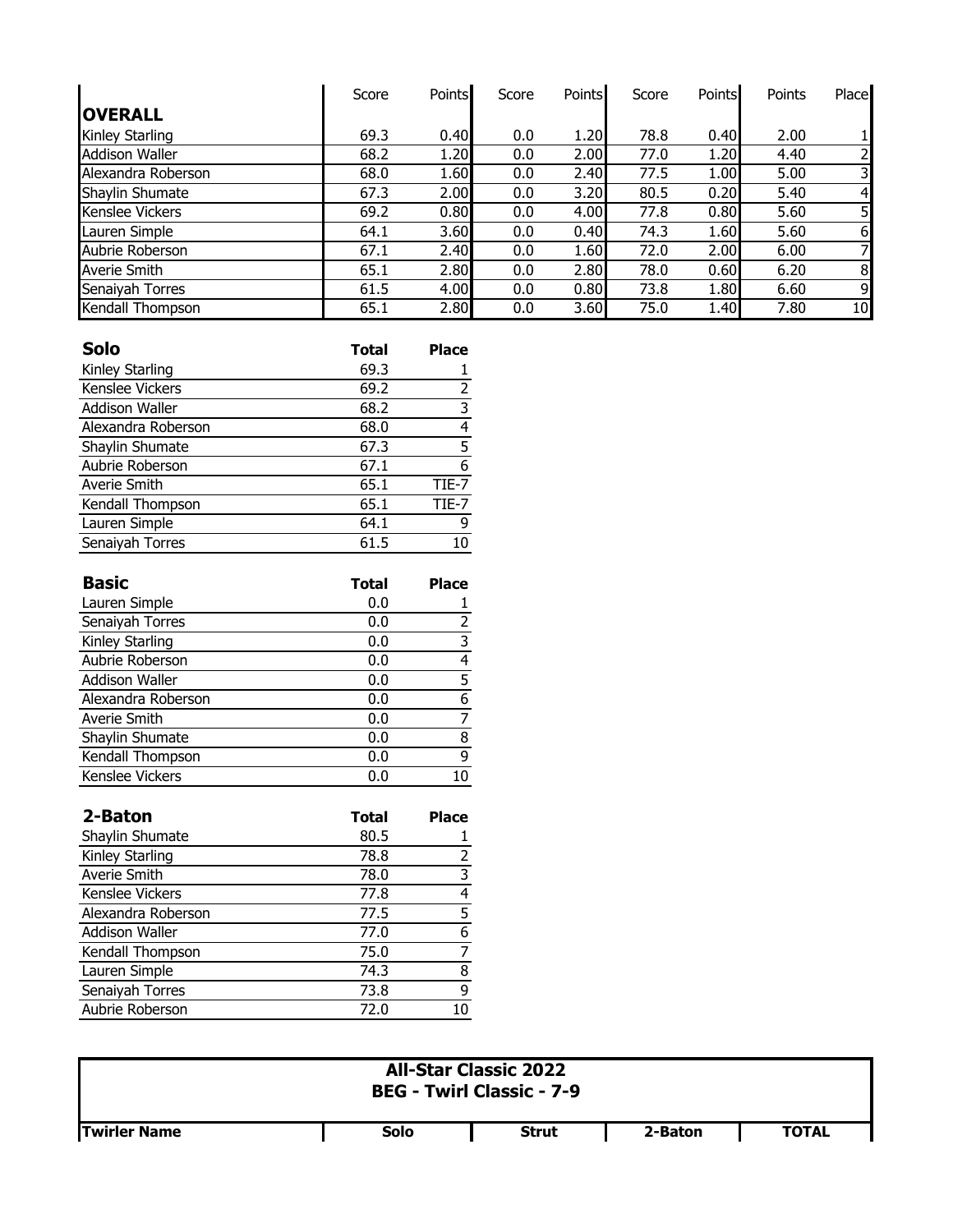| | Score | Points | Score | Points | Score | Points | Points | Place |
|---|---|---|---|---|---|---|---|---|
| **OVERALL** | | | | | | | | |
| Kinley Starling | 69.3 | 0.40 | 0.0 | 1.20 | 78.8 | 0.40 | 2.00 | 1 |
| Addison Waller | 68.2 | 1.20 | 0.0 | 2.00 | 77.0 | 1.20 | 4.40 | 2 |
| Alexandra Roberson | 68.0 | 1.60 | 0.0 | 2.40 | 77.5 | 1.00 | 5.00 | 3 |
| Shaylin Shumate | 67.3 | 2.00 | 0.0 | 3.20 | 80.5 | 0.20 | 5.40 | 4 |
| Kenslee Vickers | 69.2 | 0.80 | 0.0 | 4.00 | 77.8 | 0.80 | 5.60 | 5 |
| Lauren Simple | 64.1 | 3.60 | 0.0 | 0.40 | 74.3 | 1.60 | 5.60 | 6 |
| Aubrie Roberson | 67.1 | 2.40 | 0.0 | 1.60 | 72.0 | 2.00 | 6.00 | 7 |
| Averie Smith | 65.1 | 2.80 | 0.0 | 2.80 | 78.0 | 0.60 | 6.20 | 8 |
| Senaiyah Torres | 61.5 | 4.00 | 0.0 | 0.80 | 73.8 | 1.80 | 6.60 | 9 |
| Kendall Thompson | 65.1 | 2.80 | 0.0 | 3.60 | 75.0 | 1.40 | 7.80 | 10 |

| **Solo** | **Total** | **Place** |
|---|---|---|
| Kinley Starling | 69.3 | 1 |
| Kenslee Vickers | 69.2 | 2 |
| Addison Waller | 68.2 | 3 |
| Alexandra Roberson | 68.0 | 4 |
| Shaylin Shumate | 67.3 | 5 |
| Aubrie Roberson | 67.1 | 6 |
| Averie Smith | 65.1 | TIE-7 |
| Kendall Thompson | 65.1 | TIE-7 |
| Lauren Simple | 64.1 | 9 |
| Senaiyah Torres | 61.5 | 10 |

| **Basic** | **Total** | **Place** |
|---|---|---|
| Lauren Simple | 0.0 | 1 |
| Senaiyah Torres | 0.0 | 2 |
| Kinley Starling | 0.0 | 3 |
| Aubrie Roberson | 0.0 | 4 |
| Addison Waller | 0.0 | 5 |
| Alexandra Roberson | 0.0 | 6 |
| Averie Smith | 0.0 | 7 |
| Shaylin Shumate | 0.0 | 8 |
| Kendall Thompson | 0.0 | 9 |
| Kenslee Vickers | 0.0 | 10 |

| **2-Baton** | **Total** | **Place** |
|---|---|---|
| Shaylin Shumate | 80.5 | 1 |
| Kinley Starling | 78.8 | 2 |
| Averie Smith | 78.0 | 3 |
| Kenslee Vickers | 77.8 | 4 |
| Alexandra Roberson | 77.5 | 5 |
| Addison Waller | 77.0 | 6 |
| Kendall Thompson | 75.0 | 7 |
| Lauren Simple | 74.3 | 8 |
| Senaiyah Torres | 73.8 | 9 |
| Aubrie Roberson | 72.0 | 10 |

## All-Star Classic 2022
## BEG - Twirl Classic - 7-9

| Twirler Name | Solo | Strut | 2-Baton | TOTAL |
|---|---|---|---|---|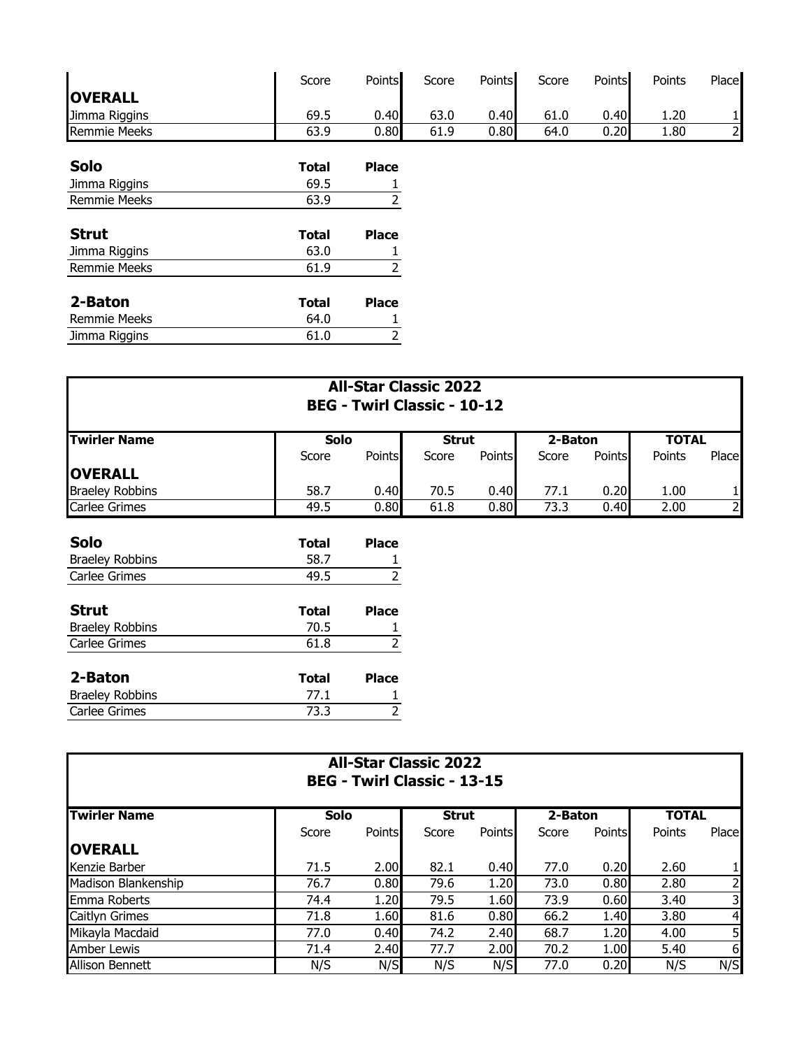| | Score | Points | Score | Points | Score | Points | Points | Place |
|---|---|---|---|---|---|---|---|---|
| **OVERALL** | | | | | | | | |
| Jimma Riggins | 69.5 | 0.40 | 63.0 | 0.40 | 61.0 | 0.40 | 1.20 | 1 |
| Remmie Meeks | 63.9 | 0.80 | 61.9 | 0.80 | 64.0 | 0.20 | 1.80 | 2 |

| **Solo** | **Total** | **Place** |
|---|---|---|
| Jimma Riggins | 69.5 | 1 |
| Remmie Meeks | 63.9 | 2 |

| **Strut** | **Total** | **Place** |
|---|---|---|
| Jimma Riggins | 63.0 | 1 |
| Remmie Meeks | 61.9 | 2 |

| **2-Baton** | **Total** | **Place** |
|---|---|---|
| Remmie Meeks | 64.0 | 1 |
| Jimma Riggins | 61.0 | 2 |

## All-Star Classic 2022
## BEG - Twirl Classic - 10-12

| **Twirler Name** | **Solo** | | **Strut** | | **2-Baton** | | **TOTAL** | |
|---|---|---|---|---|---|---|---|---|
| | Score | Points | Score | Points | Score | Points | Points | Place |
| **OVERALL** | | | | | | | | |
| Braeley Robbins | 58.7 | 0.40 | 70.5 | 0.40 | 77.1 | 0.20 | 1.00 | 1 |
| Carlee Grimes | 49.5 | 0.80 | 61.8 | 0.80 | 73.3 | 0.40 | 2.00 | 2 |

| **Solo** | **Total** | **Place** |
|---|---|---|
| Braeley Robbins | 58.7 | 1 |
| Carlee Grimes | 49.5 | 2 |

| **Strut** | **Total** | **Place** |
|---|---|---|
| Braeley Robbins | 70.5 | 1 |
| Carlee Grimes | 61.8 | 2 |

| **2-Baton** | **Total** | **Place** |
|---|---|---|
| Braeley Robbins | 77.1 | 1 |
| Carlee Grimes | 73.3 | 2 |

## All-Star Classic 2022
## BEG - Twirl Classic - 13-15

| **Twirler Name** | **Solo** | | **Strut** | | **2-Baton** | | **TOTAL** | |
|---|---|---|---|---|---|---|---|---|
| | Score | Points | Score | Points | Score | Points | Points | Place |
| **OVERALL** | | | | | | | | |
| Kenzie Barber | 71.5 | 2.00 | 82.1 | 0.40 | 77.0 | 0.20 | 2.60 | 1 |
| Madison Blankenship | 76.7 | 0.80 | 79.6 | 1.20 | 73.0 | 0.80 | 2.80 | 2 |
| Emma Roberts | 74.4 | 1.20 | 79.5 | 1.60 | 73.9 | 0.60 | 3.40 | 3 |
| Caitlyn Grimes | 71.8 | 1.60 | 81.6 | 0.80 | 66.2 | 1.40 | 3.80 | 4 |
| Mikayla Macdaid | 77.0 | 0.40 | 74.2 | 2.40 | 68.7 | 1.20 | 4.00 | 5 |
| Amber Lewis | 71.4 | 2.40 | 77.7 | 2.00 | 70.2 | 1.00 | 5.40 | 6 |
| Allison Bennett | N/S | N/S | N/S | N/S | 77.0 | 0.20 | N/S | N/S |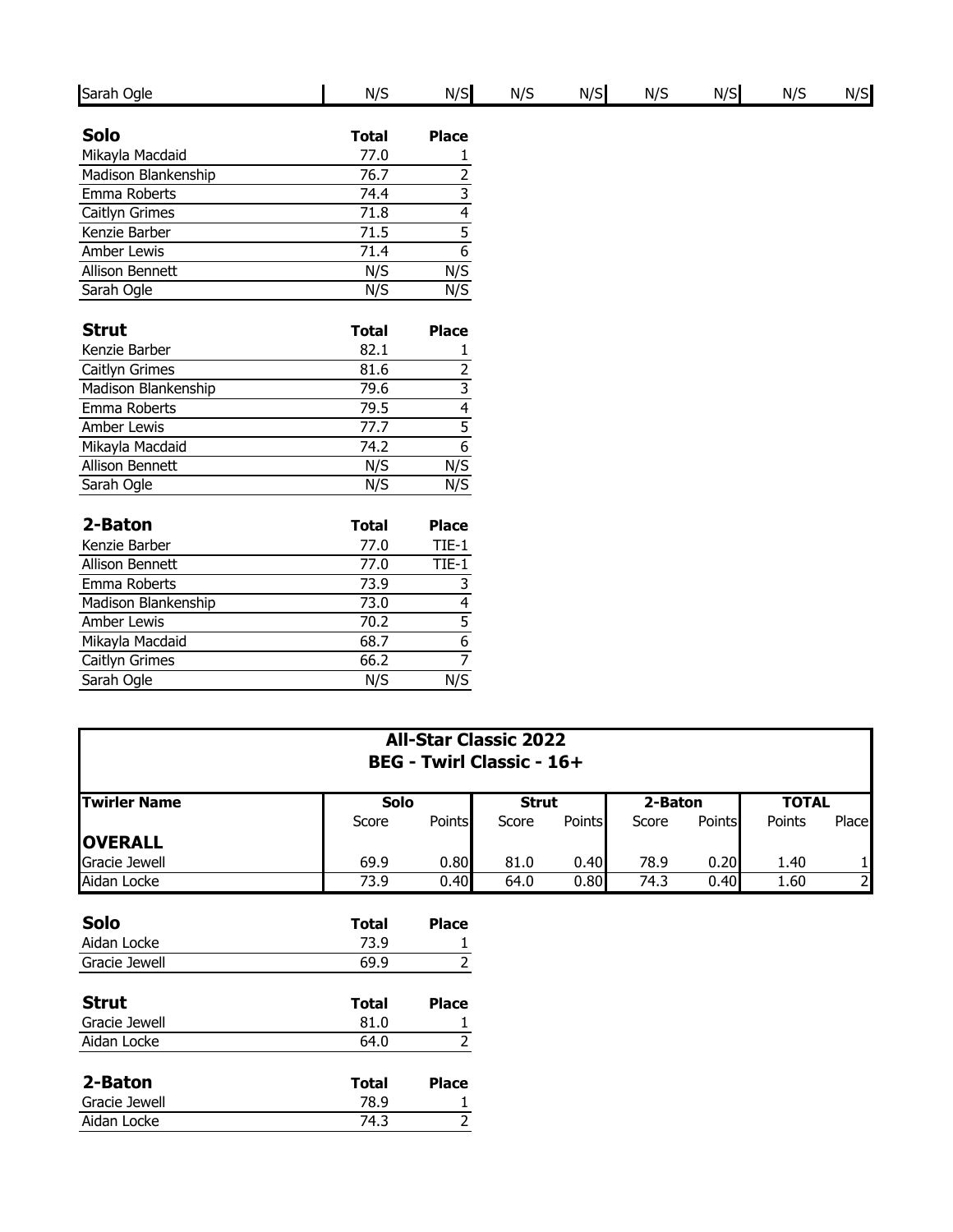| | | | | | | | | |
|---|---|---|---|---|---|---|---|---|
| Sarah Ogle | N/S | N/S | N/S | N/S | N/S | N/S | N/S | N/S |

| **Solo** | **Total** | **Place** |
|---|---|---|
| Mikayla Macdaid | 77.0 | 1 |
| Madison Blankenship | 76.7 | 2 |
| Emma Roberts | 74.4 | 3 |
| Caitlyn Grimes | 71.8 | 4 |
| Kenzie Barber | 71.5 | 5 |
| Amber Lewis | 71.4 | 6 |
| Allison Bennett | N/S | N/S |
| Sarah Ogle | N/S | N/S |

| **Strut** | **Total** | **Place** |
|---|---|---|
| Kenzie Barber | 82.1 | 1 |
| Caitlyn Grimes | 81.6 | 2 |
| Madison Blankenship | 79.6 | 3 |
| Emma Roberts | 79.5 | 4 |
| Amber Lewis | 77.7 | 5 |
| Mikayla Macdaid | 74.2 | 6 |
| Allison Bennett | N/S | N/S |
| Sarah Ogle | N/S | N/S |

| **2-Baton** | **Total** | **Place** |
|---|---|---|
| Kenzie Barber | 77.0 | TIE-1 |
| Allison Bennett | 77.0 | TIE-1 |
| Emma Roberts | 73.9 | 3 |
| Madison Blankenship | 73.0 | 4 |
| Amber Lewis | 70.2 | 5 |
| Mikayla Macdaid | 68.7 | 6 |
| Caitlyn Grimes | 66.2 | 7 |
| Sarah Ogle | N/S | N/S |

## All-Star Classic 2022
## BEG - Twirl Classic - 16+

| **Twirler Name** | **Solo** | | **Strut** | | **2-Baton** | | **TOTAL** | |
|---|---|---|---|---|---|---|---|---|
| | Score | Points | Score | Points | Score | Points | Points | Place |
| **OVERALL** | | | | | | | | |
| Gracie Jewell | 69.9 | 0.80 | 81.0 | 0.40 | 78.9 | 0.20 | 1.40 | 1 |
| Aidan Locke | 73.9 | 0.40 | 64.0 | 0.80 | 74.3 | 0.40 | 1.60 | 2 |

| **Solo** | **Total** | **Place** |
|---|---|---|
| Aidan Locke | 73.9 | 1 |
| Gracie Jewell | 69.9 | 2 |

| **Strut** | **Total** | **Place** |
|---|---|---|
| Gracie Jewell | 81.0 | 1 |
| Aidan Locke | 64.0 | 2 |

| **2-Baton** | **Total** | **Place** |
|---|---|---|
| Gracie Jewell | 78.9 | 1 |
| Aidan Locke | 74.3 | 2 |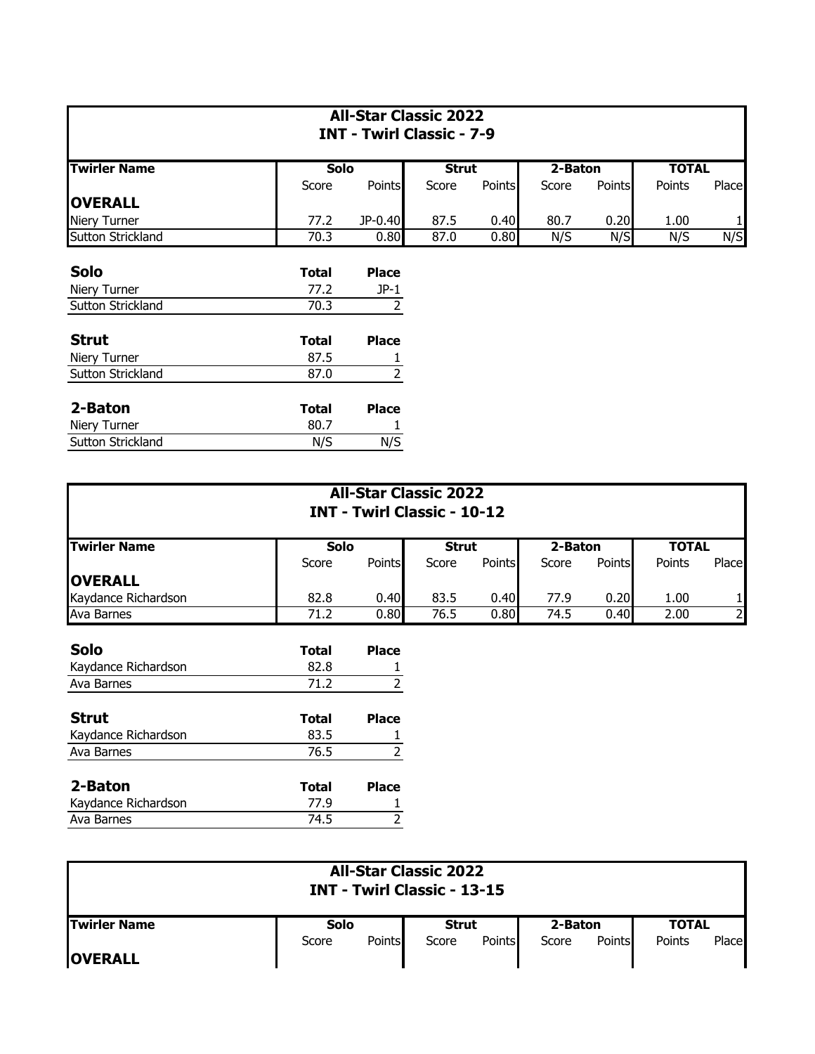## All-Star Classic 2022
## INT - Twirl Classic - 7-9

| Twirler Name | Solo | | Strut | | 2-Baton | | TOTAL | |
|---|---|---|---|---|---|---|---|---|
| | Score | Points | Score | Points | Score | Points | Points | Place |
| **OVERALL** | | | | | | | | |
| Niery Turner | 77.2 | JP-0.40 | 87.5 | 0.40 | 80.7 | 0.20 | 1.00 | 1 |
| Sutton Strickland | 70.3 | 0.80 | 87.0 | 0.80 | N/S | N/S | N/S | N/S |

| **Solo** | **Total** | **Place** |
|---|---|---|
| Niery Turner | 77.2 | JP-1 |
| Sutton Strickland | 70.3 | 2 |

| **Strut** | **Total** | **Place** |
|---|---|---|
| Niery Turner | 87.5 | 1 |
| Sutton Strickland | 87.0 | 2 |

| **2-Baton** | **Total** | **Place** |
|---|---|---|
| Niery Turner | 80.7 | 1 |
| Sutton Strickland | N/S | N/S |

## All-Star Classic 2022
## INT - Twirl Classic - 10-12

| Twirler Name | Solo | | Strut | | 2-Baton | | TOTAL | |
|---|---|---|---|---|---|---|---|---|
| | Score | Points | Score | Points | Score | Points | Points | Place |
| **OVERALL** | | | | | | | | |
| Kaydance Richardson | 82.8 | 0.40 | 83.5 | 0.40 | 77.9 | 0.20 | 1.00 | 1 |
| Ava Barnes | 71.2 | 0.80 | 76.5 | 0.80 | 74.5 | 0.40 | 2.00 | 2 |

| **Solo** | **Total** | **Place** |
|---|---|---|
| Kaydance Richardson | 82.8 | 1 |
| Ava Barnes | 71.2 | 2 |

| **Strut** | **Total** | **Place** |
|---|---|---|
| Kaydance Richardson | 83.5 | 1 |
| Ava Barnes | 76.5 | 2 |

| **2-Baton** | **Total** | **Place** |
|---|---|---|
| Kaydance Richardson | 77.9 | 1 |
| Ava Barnes | 74.5 | 2 |

## All-Star Classic 2022
## INT - Twirl Classic - 13-15

| Twirler Name | Solo | | Strut | | 2-Baton | | TOTAL | |
|---|---|---|---|---|---|---|---|---|
| | Score | Points | Score | Points | Score | Points | Points | Place |
| **OVERALL** | | | | | | | | |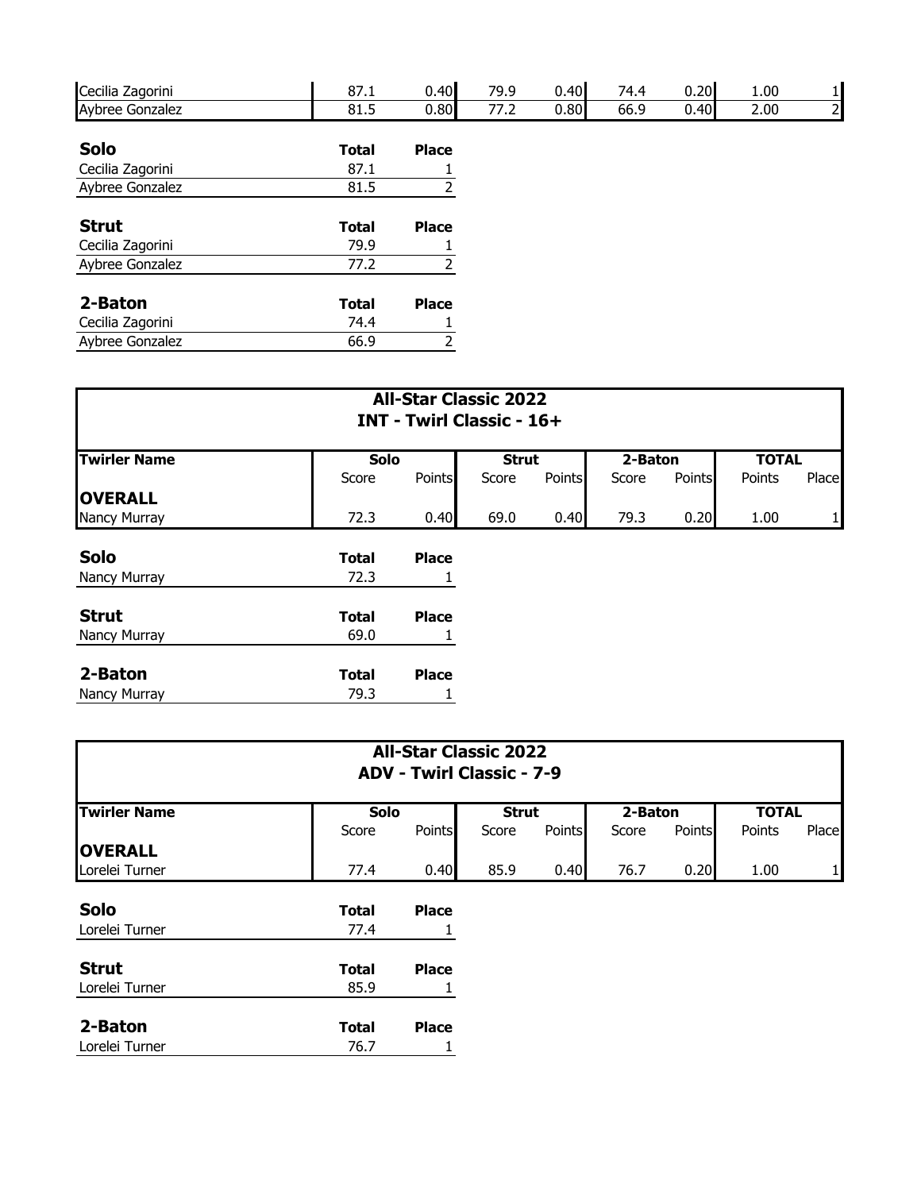| | Solo | | Strut | | 2-Baton | | TOTAL | |
|---|---|---|---|---|---|---|---|---|
| Cecilia Zagorini | 87.1 | 0.40 | 79.9 | 0.40 | 74.4 | 0.20 | 1.00 | 1 |
| Aybree Gonzalez | 81.5 | 0.80 | 77.2 | 0.80 | 66.9 | 0.40 | 2.00 | 2 |

| **Solo** | **Total** | **Place** |
|---|---|---|
| Cecilia Zagorini | 87.1 | 1 |
| Aybree Gonzalez | 81.5 | 2 |

| **Strut** | **Total** | **Place** |
|---|---|---|
| Cecilia Zagorini | 79.9 | 1 |
| Aybree Gonzalez | 77.2 | 2 |

| **2-Baton** | **Total** | **Place** |
|---|---|---|
| Cecilia Zagorini | 74.4 | 1 |
| Aybree Gonzalez | 66.9 | 2 |

## All-Star Classic 2022
## INT - Twirl Classic - 16+

| **Twirler Name** | **Solo** | | **Strut** | | **2-Baton** | | **TOTAL** | |
|---|---|---|---|---|---|---|---|---|
| | Score | Points | Score | Points | Score | Points | Points | Place |
| **OVERALL** | | | | | | | | |
| Nancy Murray | 72.3 | 0.40 | 69.0 | 0.40 | 79.3 | 0.20 | 1.00 | 1 |

| **Solo** | **Total** | **Place** |
|---|---|---|
| Nancy Murray | 72.3 | 1 |

| **Strut** | **Total** | **Place** |
|---|---|---|
| Nancy Murray | 69.0 | 1 |

| **2-Baton** | **Total** | **Place** |
|---|---|---|
| Nancy Murray | 79.3 | 1 |

## All-Star Classic 2022
## ADV - Twirl Classic - 7-9

| **Twirler Name** | **Solo** | | **Strut** | | **2-Baton** | | **TOTAL** | |
|---|---|---|---|---|---|---|---|---|
| | Score | Points | Score | Points | Score | Points | Points | Place |
| **OVERALL** | | | | | | | | |
| Lorelei Turner | 77.4 | 0.40 | 85.9 | 0.40 | 76.7 | 0.20 | 1.00 | 1 |

| **Solo** | **Total** | **Place** |
|---|---|---|
| Lorelei Turner | 77.4 | 1 |

| **Strut** | **Total** | **Place** |
|---|---|---|
| Lorelei Turner | 85.9 | 1 |

| **2-Baton** | **Total** | **Place** |
|---|---|---|
| Lorelei Turner | 76.7 | 1 |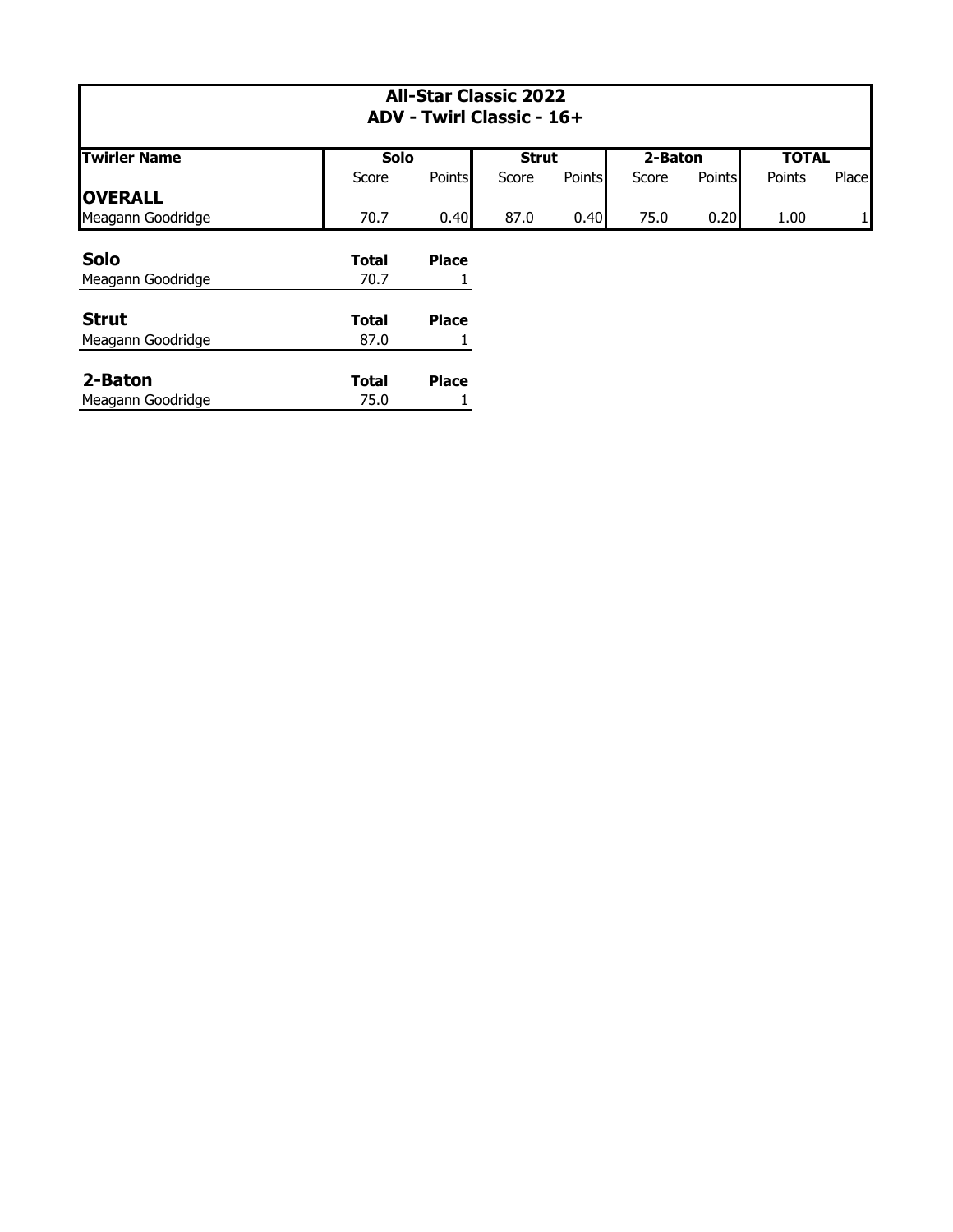# All-Star Classic 2022
## ADV - Twirl Classic - 16+

| Twirler Name | Solo | | Strut | | 2-Baton | | TOTAL | |
|---|---|---|---|---|---|---|---|---|
| | Score | Points | Score | Points | Score | Points | Points | Place |
| **OVERALL** | | | | | | | | |
| Meagann Goodridge | 70.7 | 0.40 | 87.0 | 0.40 | 75.0 | 0.20 | 1.00 | 1 |

| **Solo** | **Total** | **Place** |
|---|---|---|
| Meagann Goodridge | 70.7 | 1 |

| **Strut** | **Total** | **Place** |
|---|---|---|
| Meagann Goodridge | 87.0 | 1 |

| **2-Baton** | **Total** | **Place** |
|---|---|---|
| Meagann Goodridge | 75.0 | 1 |